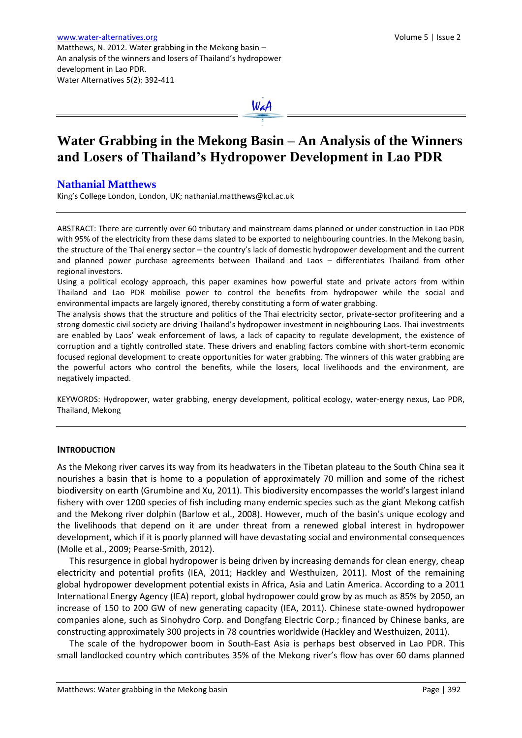# Water Grabbing in the Mekong Basin – An Analysis of the Winners and Losers of Thailand's Hydropower Development in Lao PDR

**Nathanial Matthews**

King's College London, London, UK; nathanial.matthews@kcl.ac.uk

---

ABSTRACT: There are currently over 60 tributary and mainstream dams planned or under construction in Lao PDR with 95% of the electricity from these dams slated to be exported to neighbouring countries. In the Mekong basin, the structure of the Thai energy sector – the country's lack of domestic hydropower development and the current and planned power purchase agreements between Thailand and Laos – differentiates Thailand from other regional investors.

Using a political ecology approach, this paper examines how powerful state and private actors from within Thailand and Lao PDR mobilise power to control the benefits from hydropower while the social and environmental impacts are largely ignored, thereby constituting a form of water grabbing.

The analysis shows that the structure and politics of the Thai electricity sector, private-sector profiteering and a strong domestic civil society are driving Thailand's hydropower investment in neighbouring Laos. Thai investments are enabled by Laos' weak enforcement of laws, a lack of capacity to regulate development, the existence of corruption and a tightly controlled state. These drivers and enabling factors combine with short-term economic focused regional development to create opportunities for water grabbing. The winners of this water grabbing are the powerful actors who control the benefits, while the losers, local livelihoods and the environment, are negatively impacted.

KEYWORDS: Hydropower, water grabbing, energy development, political ecology, water-energy nexus, Lao PDR, Thailand, Mekong

---

## INTRODUCTION

As the Mekong river carves its way from its headwaters in the Tibetan plateau to the South China sea it nourishes a basin that is home to a population of approximately 70 million and some of the richest biodiversity on earth (Grumbine and Xu, 2011). This biodiversity encompasses the world's largest inland fishery with over 1200 species of fish including many endemic species such as the giant Mekong catfish and the Mekong river dolphin (Barlow et al., 2008). However, much of the basin's unique ecology and the livelihoods that depend on it are under threat from a renewed global interest in hydropower development, which if it is poorly planned will have devastating social and environmental consequences (Molle et al., 2009; Pearse-Smith, 2012).

This resurgence in global hydropower is being driven by increasing demands for clean energy, cheap electricity and potential profits (IEA, 2011; Hackley and Westhuizen, 2011). Most of the remaining global hydropower development potential exists in Africa, Asia and Latin America. According to a 2011 International Energy Agency (IEA) report, global hydropower could grow by as much as 85% by 2050, an increase of 150 to 200 GW of new generating capacity (IEA, 2011). Chinese state-owned hydropower companies alone, such as Sinohydro Corp. and Dongfang Electric Corp.; financed by Chinese banks, are constructing approximately 300 projects in 78 countries worldwide (Hackley and Westhuizen, 2011).

The scale of the hydropower boom in South-East Asia is perhaps best observed in Lao PDR. This small landlocked country which contributes 35% of the Mekong river's flow has over 60 dams planned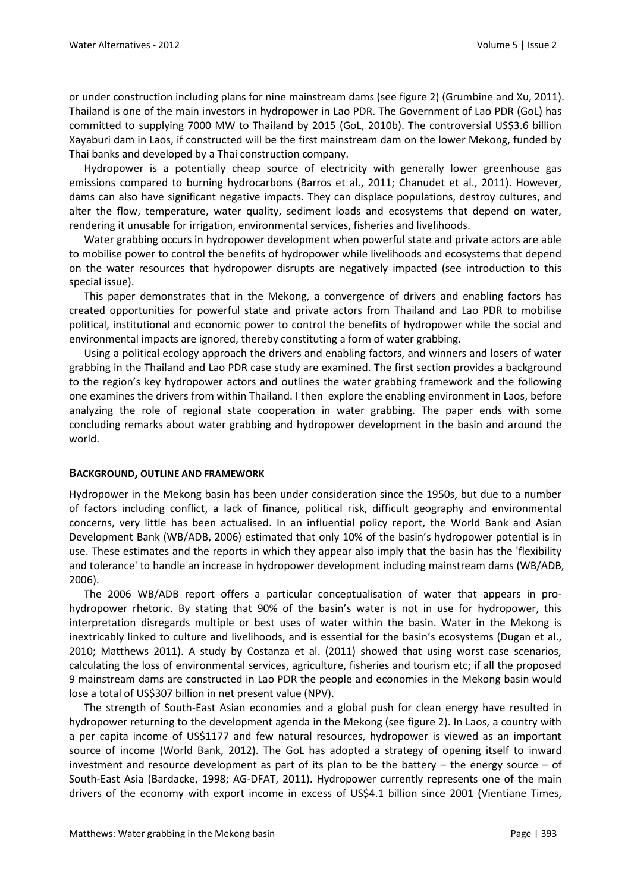or under construction including plans for nine mainstream dams (see figure 2) (Grumbine and Xu, 2011). Thailand is one of the main investors in hydropower in Lao PDR. The Government of Lao PDR (GoL) has committed to supplying 7000 MW to Thailand by 2015 (GoL, 2010b). The controversial US$3.6 billion Xayaburi dam in Laos, if constructed will be the first mainstream dam on the lower Mekong, funded by Thai banks and developed by a Thai construction company.

Hydropower is a potentially cheap source of electricity with generally lower greenhouse gas emissions compared to burning hydrocarbons (Barros et al., 2011; Chanudet et al., 2011). However, dams can also have significant negative impacts. They can displace populations, destroy cultures, and alter the flow, temperature, water quality, sediment loads and ecosystems that depend on water, rendering it unusable for irrigation, environmental services, fisheries and livelihoods.

Water grabbing occurs in hydropower development when powerful state and private actors are able to mobilise power to control the benefits of hydropower while livelihoods and ecosystems that depend on the water resources that hydropower disrupts are negatively impacted (see introduction to this special issue).

This paper demonstrates that in the Mekong, a convergence of drivers and enabling factors has created opportunities for powerful state and private actors from Thailand and Lao PDR to mobilise political, institutional and economic power to control the benefits of hydropower while the social and environmental impacts are ignored, thereby constituting a form of water grabbing.

Using a political ecology approach the drivers and enabling factors, and winners and losers of water grabbing in the Thailand and Lao PDR case study are examined. The first section provides a background to the region's key hydropower actors and outlines the water grabbing framework and the following one examines the drivers from within Thailand. I then explore the enabling environment in Laos, before analyzing the role of regional state cooperation in water grabbing. The paper ends with some concluding remarks about water grabbing and hydropower development in the basin and around the world.

## BACKGROUND, OUTLINE AND FRAMEWORK

Hydropower in the Mekong basin has been under consideration since the 1950s, but due to a number of factors including conflict, a lack of finance, political risk, difficult geography and environmental concerns, very little has been actualised. In an influential policy report, the World Bank and Asian Development Bank (WB/ADB, 2006) estimated that only 10% of the basin's hydropower potential is in use. These estimates and the reports in which they appear also imply that the basin has the 'flexibility and tolerance' to handle an increase in hydropower development including mainstream dams (WB/ADB, 2006).

The 2006 WB/ADB report offers a particular conceptualisation of water that appears in pro-hydropower rhetoric. By stating that 90% of the basin's water is not in use for hydropower, this interpretation disregards multiple or best uses of water within the basin. Water in the Mekong is inextricably linked to culture and livelihoods, and is essential for the basin's ecosystems (Dugan et al., 2010; Matthews 2011). A study by Costanza et al. (2011) showed that using worst case scenarios, calculating the loss of environmental services, agriculture, fisheries and tourism etc; if all the proposed 9 mainstream dams are constructed in Lao PDR the people and economies in the Mekong basin would lose a total of US$307 billion in net present value (NPV).

The strength of South-East Asian economies and a global push for clean energy have resulted in hydropower returning to the development agenda in the Mekong (see figure 2). In Laos, a country with a per capita income of US$1177 and few natural resources, hydropower is viewed as an important source of income (World Bank, 2012). The GoL has adopted a strategy of opening itself to inward investment and resource development as part of its plan to be the battery – the energy source – of South-East Asia (Bardacke, 1998; AG-DFAT, 2011). Hydropower currently represents one of the main drivers of the economy with export income in excess of US$4.1 billion since 2001 (Vientiane Times,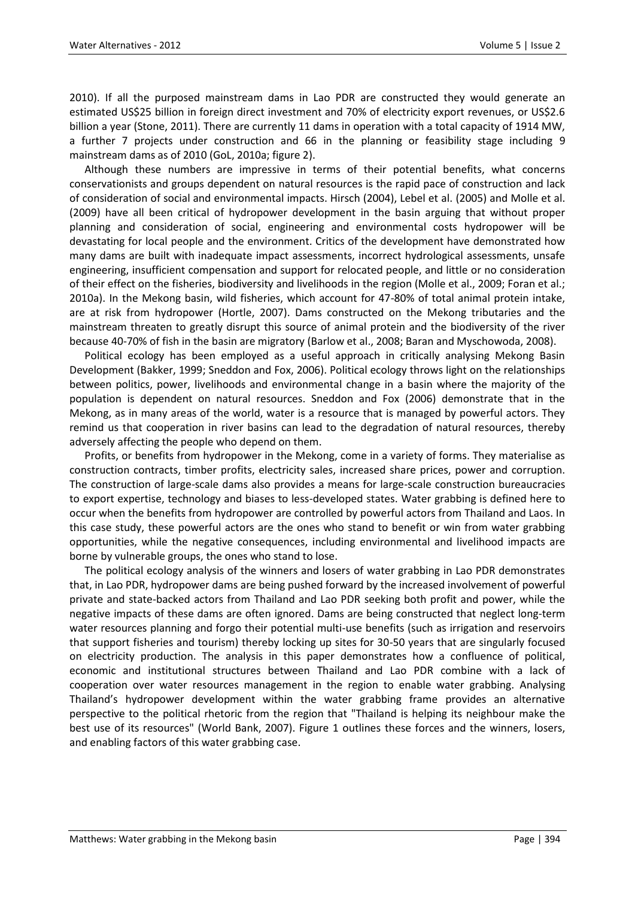2010). If all the purposed mainstream dams in Lao PDR are constructed they would generate an estimated US$25 billion in foreign direct investment and 70% of electricity export revenues, or US$2.6 billion a year (Stone, 2011). There are currently 11 dams in operation with a total capacity of 1914 MW, a further 7 projects under construction and 66 in the planning or feasibility stage including 9 mainstream dams as of 2010 (GoL, 2010a; figure 2).

Although these numbers are impressive in terms of their potential benefits, what concerns conservationists and groups dependent on natural resources is the rapid pace of construction and lack of consideration of social and environmental impacts. Hirsch (2004), Lebel et al. (2005) and Molle et al. (2009) have all been critical of hydropower development in the basin arguing that without proper planning and consideration of social, engineering and environmental costs hydropower will be devastating for local people and the environment. Critics of the development have demonstrated how many dams are built with inadequate impact assessments, incorrect hydrological assessments, unsafe engineering, insufficient compensation and support for relocated people, and little or no consideration of their effect on the fisheries, biodiversity and livelihoods in the region (Molle et al., 2009; Foran et al.; 2010a). In the Mekong basin, wild fisheries, which account for 47-80% of total animal protein intake, are at risk from hydropower (Hortle, 2007). Dams constructed on the Mekong tributaries and the mainstream threaten to greatly disrupt this source of animal protein and the biodiversity of the river because 40-70% of fish in the basin are migratory (Barlow et al., 2008; Baran and Myschowoda, 2008).

Political ecology has been employed as a useful approach in critically analysing Mekong Basin Development (Bakker, 1999; Sneddon and Fox, 2006). Political ecology throws light on the relationships between politics, power, livelihoods and environmental change in a basin where the majority of the population is dependent on natural resources. Sneddon and Fox (2006) demonstrate that in the Mekong, as in many areas of the world, water is a resource that is managed by powerful actors. They remind us that cooperation in river basins can lead to the degradation of natural resources, thereby adversely affecting the people who depend on them.

Profits, or benefits from hydropower in the Mekong, come in a variety of forms. They materialise as construction contracts, timber profits, electricity sales, increased share prices, power and corruption. The construction of large-scale dams also provides a means for large-scale construction bureaucracies to export expertise, technology and biases to less-developed states. Water grabbing is defined here to occur when the benefits from hydropower are controlled by powerful actors from Thailand and Laos. In this case study, these powerful actors are the ones who stand to benefit or win from water grabbing opportunities, while the negative consequences, including environmental and livelihood impacts are borne by vulnerable groups, the ones who stand to lose.

The political ecology analysis of the winners and losers of water grabbing in Lao PDR demonstrates that, in Lao PDR, hydropower dams are being pushed forward by the increased involvement of powerful private and state-backed actors from Thailand and Lao PDR seeking both profit and power, while the negative impacts of these dams are often ignored. Dams are being constructed that neglect long-term water resources planning and forgo their potential multi-use benefits (such as irrigation and reservoirs that support fisheries and tourism) thereby locking up sites for 30-50 years that are singularly focused on electricity production. The analysis in this paper demonstrates how a confluence of political, economic and institutional structures between Thailand and Lao PDR combine with a lack of cooperation over water resources management in the region to enable water grabbing. Analysing Thailand's hydropower development within the water grabbing frame provides an alternative perspective to the political rhetoric from the region that "Thailand is helping its neighbour make the best use of its resources" (World Bank, 2007). Figure 1 outlines these forces and the winners, losers, and enabling factors of this water grabbing case.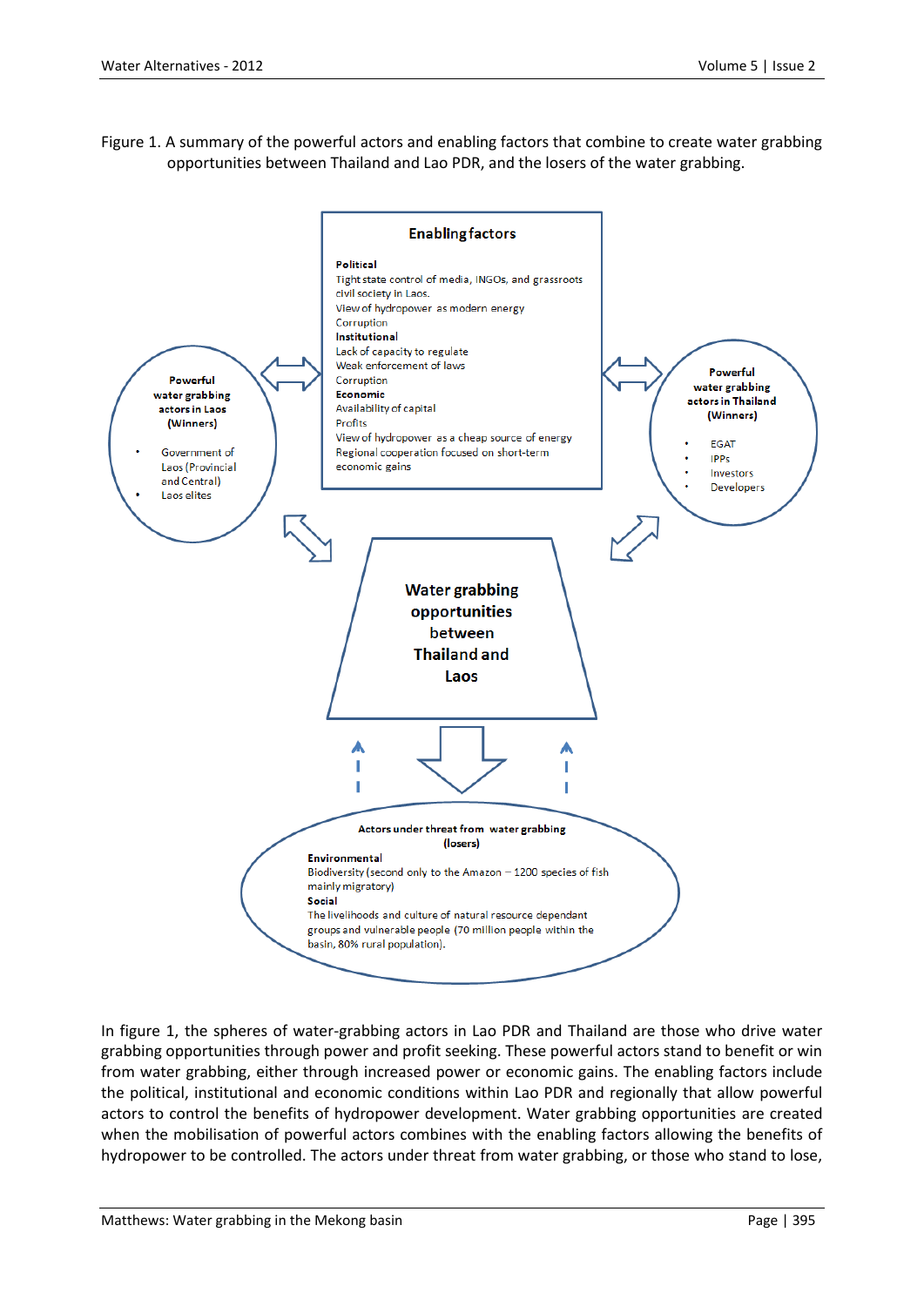Figure 1. A summary of the powerful actors and enabling factors that combine to create water grabbing opportunities between Thailand and Lao PDR, and the losers of the water grabbing.

**Enabling factors**

**Political**
Tight state control of media, INGOs, and grassroots civil society in Laos.
View of hydropower as modern energy
Corruption
**Institutional**
Lack of capacity to regulate
Weak enforcement of laws
Corruption
**Economic**
Availability of capital
Profits
View of hydropower as a cheap source of energy
Regional cooperation focused on short-term economic gains

**Powerful water grabbing actors in Laos (Winners)**

- Government of Laos (Provincial and Central)
- Laos elites

**Powerful water grabbing actors in Thailand (Winners)**

- EGAT
- IPPs
- Investors
- Developers

**Water grabbing opportunities between Thailand and Laos**

**Actors under threat from water grabbing (losers)**

**Environmental**
Biodiversity (second only to the Amazon – 1200 species of fish mainly migratory)
**Social**
The livelihoods and culture of natural resource dependant groups and vulnerable people (70 million people within the basin, 80% rural population).

In figure 1, the spheres of water-grabbing actors in Lao PDR and Thailand are those who drive water grabbing opportunities through power and profit seeking. These powerful actors stand to benefit or win from water grabbing, either through increased power or economic gains. The enabling factors include the political, institutional and economic conditions within Lao PDR and regionally that allow powerful actors to control the benefits of hydropower development. Water grabbing opportunities are created when the mobilisation of powerful actors combines with the enabling factors allowing the benefits of hydropower to be controlled. The actors under threat from water grabbing, or those who stand to lose,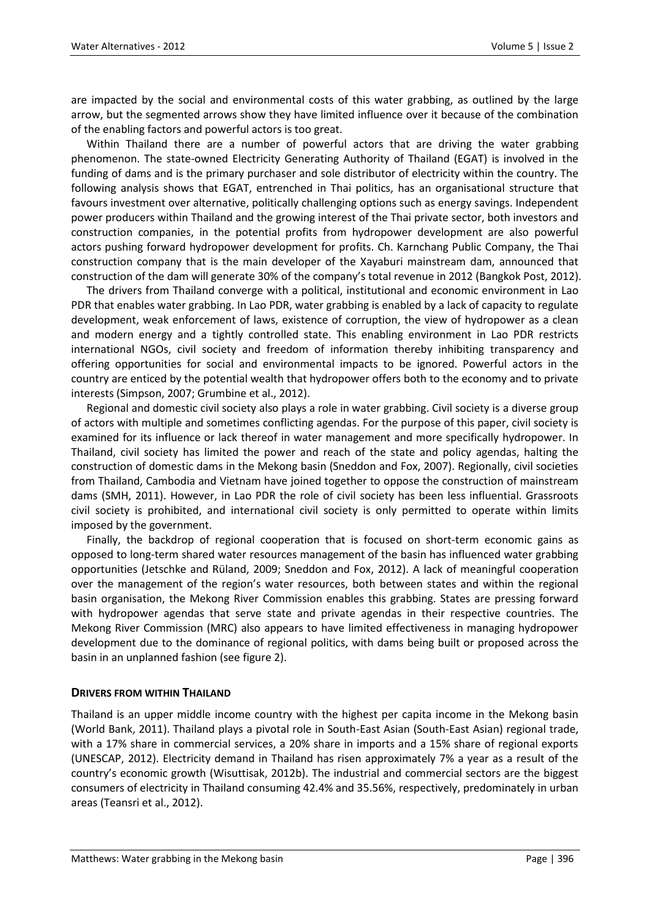are impacted by the social and environmental costs of this water grabbing, as outlined by the large arrow, but the segmented arrows show they have limited influence over it because of the combination of the enabling factors and powerful actors is too great.

Within Thailand there are a number of powerful actors that are driving the water grabbing phenomenon. The state-owned Electricity Generating Authority of Thailand (EGAT) is involved in the funding of dams and is the primary purchaser and sole distributor of electricity within the country. The following analysis shows that EGAT, entrenched in Thai politics, has an organisational structure that favours investment over alternative, politically challenging options such as energy savings. Independent power producers within Thailand and the growing interest of the Thai private sector, both investors and construction companies, in the potential profits from hydropower development are also powerful actors pushing forward hydropower development for profits. Ch. Karnchang Public Company, the Thai construction company that is the main developer of the Xayaburi mainstream dam, announced that construction of the dam will generate 30% of the company's total revenue in 2012 (Bangkok Post, 2012).

The drivers from Thailand converge with a political, institutional and economic environment in Lao PDR that enables water grabbing. In Lao PDR, water grabbing is enabled by a lack of capacity to regulate development, weak enforcement of laws, existence of corruption, the view of hydropower as a clean and modern energy and a tightly controlled state. This enabling environment in Lao PDR restricts international NGOs, civil society and freedom of information thereby inhibiting transparency and offering opportunities for social and environmental impacts to be ignored. Powerful actors in the country are enticed by the potential wealth that hydropower offers both to the economy and to private interests (Simpson, 2007; Grumbine et al., 2012).

Regional and domestic civil society also plays a role in water grabbing. Civil society is a diverse group of actors with multiple and sometimes conflicting agendas. For the purpose of this paper, civil society is examined for its influence or lack thereof in water management and more specifically hydropower. In Thailand, civil society has limited the power and reach of the state and policy agendas, halting the construction of domestic dams in the Mekong basin (Sneddon and Fox, 2007). Regionally, civil societies from Thailand, Cambodia and Vietnam have joined together to oppose the construction of mainstream dams (SMH, 2011). However, in Lao PDR the role of civil society has been less influential. Grassroots civil society is prohibited, and international civil society is only permitted to operate within limits imposed by the government.

Finally, the backdrop of regional cooperation that is focused on short-term economic gains as opposed to long-term shared water resources management of the basin has influenced water grabbing opportunities (Jetschke and Rüland, 2009; Sneddon and Fox, 2012). A lack of meaningful cooperation over the management of the region's water resources, both between states and within the regional basin organisation, the Mekong River Commission enables this grabbing. States are pressing forward with hydropower agendas that serve state and private agendas in their respective countries. The Mekong River Commission (MRC) also appears to have limited effectiveness in managing hydropower development due to the dominance of regional politics, with dams being built or proposed across the basin in an unplanned fashion (see figure 2).

## DRIVERS FROM WITHIN THAILAND

Thailand is an upper middle income country with the highest per capita income in the Mekong basin (World Bank, 2011). Thailand plays a pivotal role in South-East Asian (South-East Asian) regional trade, with a 17% share in commercial services, a 20% share in imports and a 15% share of regional exports (UNESCAP, 2012). Electricity demand in Thailand has risen approximately 7% a year as a result of the country's economic growth (Wisuttisak, 2012b). The industrial and commercial sectors are the biggest consumers of electricity in Thailand consuming 42.4% and 35.56%, respectively, predominately in urban areas (Teansri et al., 2012).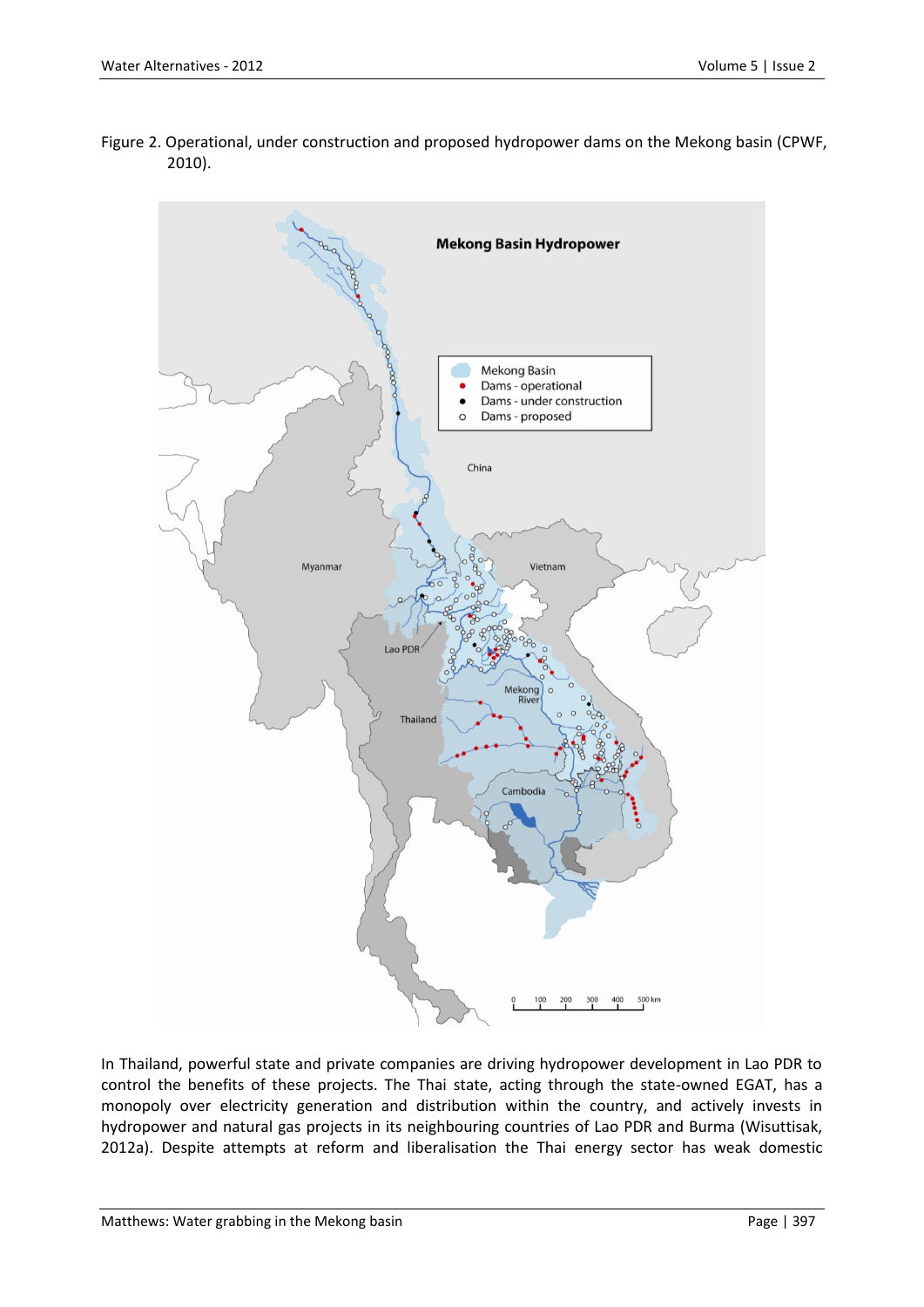Figure 2. Operational, under construction and proposed hydropower dams on the Mekong basin (CPWF, 2010).

In Thailand, powerful state and private companies are driving hydropower development in Lao PDR to control the benefits of these projects. The Thai state, acting through the state-owned EGAT, has a monopoly over electricity generation and distribution within the country, and actively invests in hydropower and natural gas projects in its neighbouring countries of Lao PDR and Burma (Wisuttisak, 2012a). Despite attempts at reform and liberalisation the Thai energy sector has weak domestic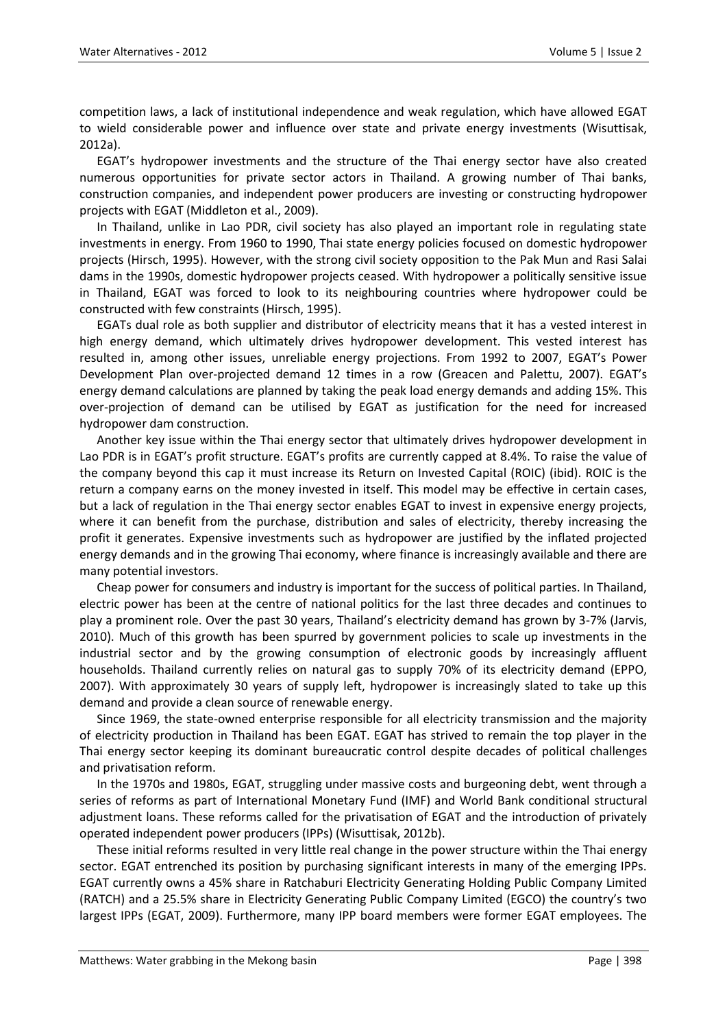competition laws, a lack of institutional independence and weak regulation, which have allowed EGAT to wield considerable power and influence over state and private energy investments (Wisuttisak, 2012a).

EGAT's hydropower investments and the structure of the Thai energy sector have also created numerous opportunities for private sector actors in Thailand. A growing number of Thai banks, construction companies, and independent power producers are investing or constructing hydropower projects with EGAT (Middleton et al., 2009).

In Thailand, unlike in Lao PDR, civil society has also played an important role in regulating state investments in energy. From 1960 to 1990, Thai state energy policies focused on domestic hydropower projects (Hirsch, 1995). However, with the strong civil society opposition to the Pak Mun and Rasi Salai dams in the 1990s, domestic hydropower projects ceased. With hydropower a politically sensitive issue in Thailand, EGAT was forced to look to its neighbouring countries where hydropower could be constructed with few constraints (Hirsch, 1995).

EGATs dual role as both supplier and distributor of electricity means that it has a vested interest in high energy demand, which ultimately drives hydropower development. This vested interest has resulted in, among other issues, unreliable energy projections. From 1992 to 2007, EGAT's Power Development Plan over-projected demand 12 times in a row (Greacen and Palettu, 2007). EGAT's energy demand calculations are planned by taking the peak load energy demands and adding 15%. This over-projection of demand can be utilised by EGAT as justification for the need for increased hydropower dam construction.

Another key issue within the Thai energy sector that ultimately drives hydropower development in Lao PDR is in EGAT's profit structure. EGAT's profits are currently capped at 8.4%. To raise the value of the company beyond this cap it must increase its Return on Invested Capital (ROIC) (ibid). ROIC is the return a company earns on the money invested in itself. This model may be effective in certain cases, but a lack of regulation in the Thai energy sector enables EGAT to invest in expensive energy projects, where it can benefit from the purchase, distribution and sales of electricity, thereby increasing the profit it generates. Expensive investments such as hydropower are justified by the inflated projected energy demands and in the growing Thai economy, where finance is increasingly available and there are many potential investors.

Cheap power for consumers and industry is important for the success of political parties. In Thailand, electric power has been at the centre of national politics for the last three decades and continues to play a prominent role. Over the past 30 years, Thailand's electricity demand has grown by 3-7% (Jarvis, 2010). Much of this growth has been spurred by government policies to scale up investments in the industrial sector and by the growing consumption of electronic goods by increasingly affluent households. Thailand currently relies on natural gas to supply 70% of its electricity demand (EPPO, 2007). With approximately 30 years of supply left, hydropower is increasingly slated to take up this demand and provide a clean source of renewable energy.

Since 1969, the state-owned enterprise responsible for all electricity transmission and the majority of electricity production in Thailand has been EGAT. EGAT has strived to remain the top player in the Thai energy sector keeping its dominant bureaucratic control despite decades of political challenges and privatisation reform.

In the 1970s and 1980s, EGAT, struggling under massive costs and burgeoning debt, went through a series of reforms as part of International Monetary Fund (IMF) and World Bank conditional structural adjustment loans. These reforms called for the privatisation of EGAT and the introduction of privately operated independent power producers (IPPs) (Wisuttisak, 2012b).

These initial reforms resulted in very little real change in the power structure within the Thai energy sector. EGAT entrenched its position by purchasing significant interests in many of the emerging IPPs. EGAT currently owns a 45% share in Ratchaburi Electricity Generating Holding Public Company Limited (RATCH) and a 25.5% share in Electricity Generating Public Company Limited (EGCO) the country's two largest IPPs (EGAT, 2009). Furthermore, many IPP board members were former EGAT employees. The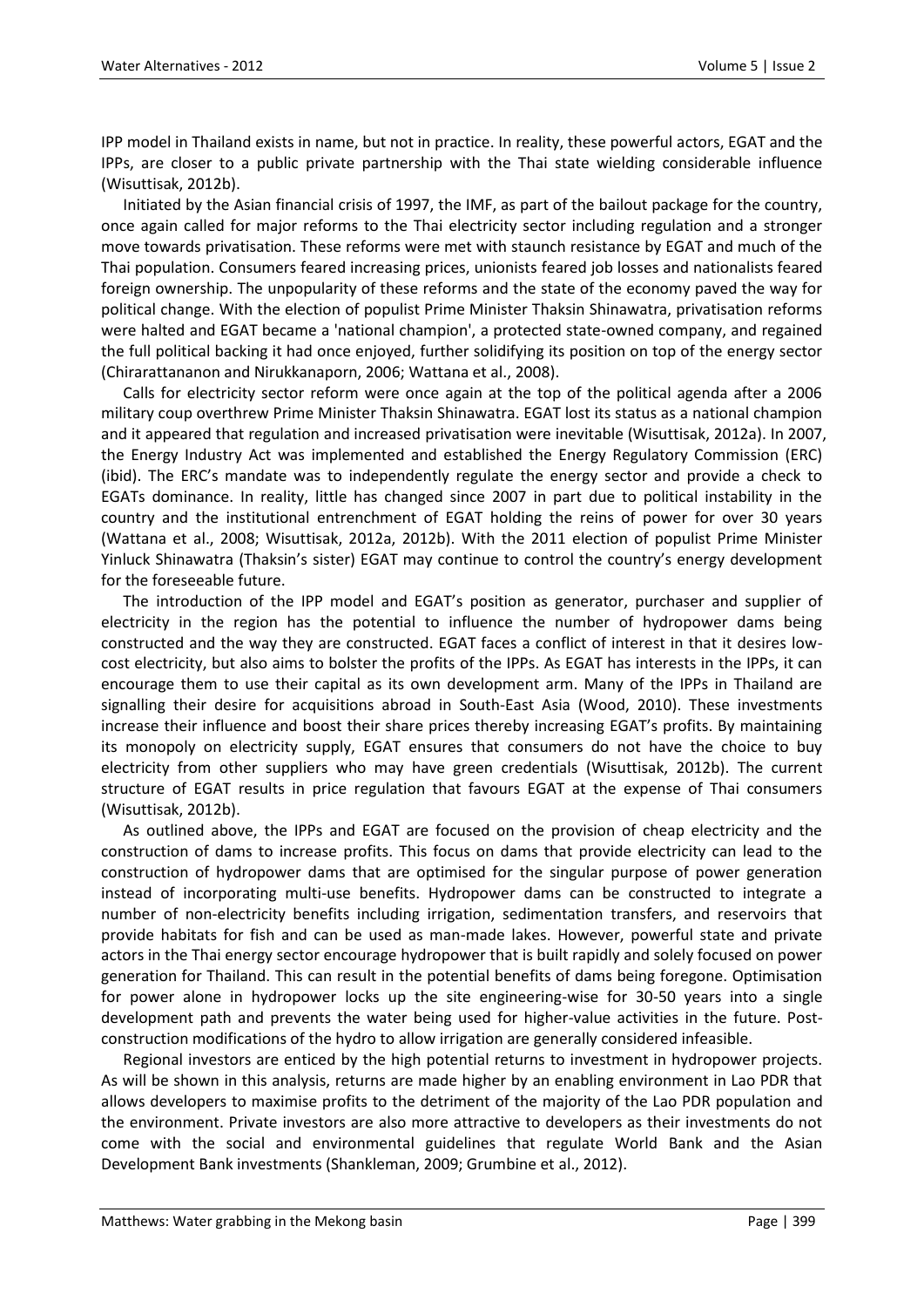IPP model in Thailand exists in name, but not in practice. In reality, these powerful actors, EGAT and the IPPs, are closer to a public private partnership with the Thai state wielding considerable influence (Wisuttisak, 2012b).

Initiated by the Asian financial crisis of 1997, the IMF, as part of the bailout package for the country, once again called for major reforms to the Thai electricity sector including regulation and a stronger move towards privatisation. These reforms were met with staunch resistance by EGAT and much of the Thai population. Consumers feared increasing prices, unionists feared job losses and nationalists feared foreign ownership. The unpopularity of these reforms and the state of the economy paved the way for political change. With the election of populist Prime Minister Thaksin Shinawatra, privatisation reforms were halted and EGAT became a 'national champion', a protected state-owned company, and regained the full political backing it had once enjoyed, further solidifying its position on top of the energy sector (Chirarattananon and Nirukkanaporn, 2006; Wattana et al., 2008).

Calls for electricity sector reform were once again at the top of the political agenda after a 2006 military coup overthrew Prime Minister Thaksin Shinawatra. EGAT lost its status as a national champion and it appeared that regulation and increased privatisation were inevitable (Wisuttisak, 2012a). In 2007, the Energy Industry Act was implemented and established the Energy Regulatory Commission (ERC) (ibid). The ERC's mandate was to independently regulate the energy sector and provide a check to EGATs dominance. In reality, little has changed since 2007 in part due to political instability in the country and the institutional entrenchment of EGAT holding the reins of power for over 30 years (Wattana et al., 2008; Wisuttisak, 2012a, 2012b). With the 2011 election of populist Prime Minister Yinluck Shinawatra (Thaksin's sister) EGAT may continue to control the country's energy development for the foreseeable future.

The introduction of the IPP model and EGAT's position as generator, purchaser and supplier of electricity in the region has the potential to influence the number of hydropower dams being constructed and the way they are constructed. EGAT faces a conflict of interest in that it desires low-cost electricity, but also aims to bolster the profits of the IPPs. As EGAT has interests in the IPPs, it can encourage them to use their capital as its own development arm. Many of the IPPs in Thailand are signalling their desire for acquisitions abroad in South-East Asia (Wood, 2010). These investments increase their influence and boost their share prices thereby increasing EGAT's profits. By maintaining its monopoly on electricity supply, EGAT ensures that consumers do not have the choice to buy electricity from other suppliers who may have green credentials (Wisuttisak, 2012b). The current structure of EGAT results in price regulation that favours EGAT at the expense of Thai consumers (Wisuttisak, 2012b).

As outlined above, the IPPs and EGAT are focused on the provision of cheap electricity and the construction of dams to increase profits. This focus on dams that provide electricity can lead to the construction of hydropower dams that are optimised for the singular purpose of power generation instead of incorporating multi-use benefits. Hydropower dams can be constructed to integrate a number of non-electricity benefits including irrigation, sedimentation transfers, and reservoirs that provide habitats for fish and can be used as man-made lakes. However, powerful state and private actors in the Thai energy sector encourage hydropower that is built rapidly and solely focused on power generation for Thailand. This can result in the potential benefits of dams being foregone. Optimisation for power alone in hydropower locks up the site engineering-wise for 30-50 years into a single development path and prevents the water being used for higher-value activities in the future. Post-construction modifications of the hydro to allow irrigation are generally considered infeasible.

Regional investors are enticed by the high potential returns to investment in hydropower projects. As will be shown in this analysis, returns are made higher by an enabling environment in Lao PDR that allows developers to maximise profits to the detriment of the majority of the Lao PDR population and the environment. Private investors are also more attractive to developers as their investments do not come with the social and environmental guidelines that regulate World Bank and the Asian Development Bank investments (Shankleman, 2009; Grumbine et al., 2012).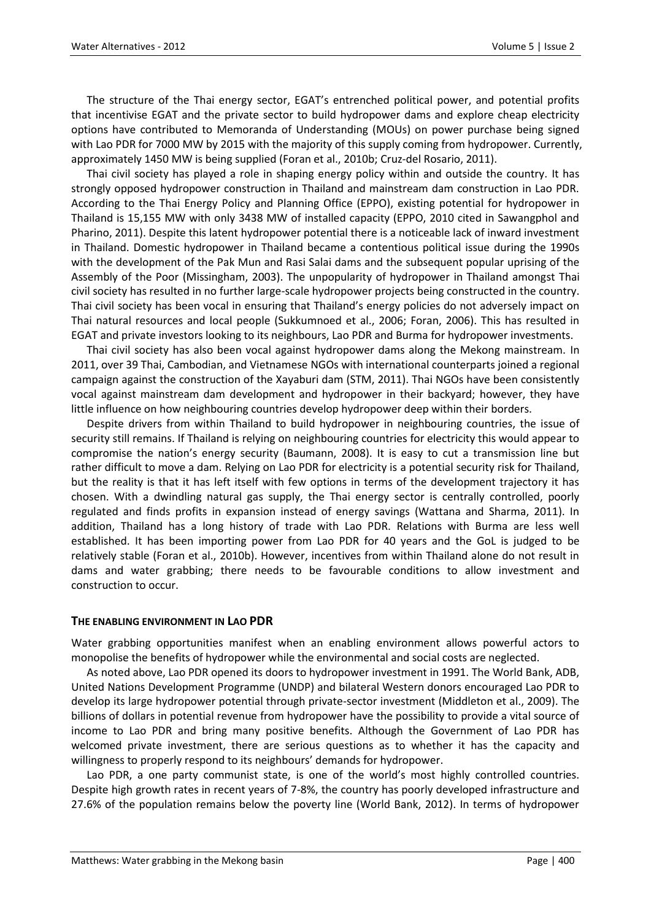The structure of the Thai energy sector, EGAT's entrenched political power, and potential profits that incentivise EGAT and the private sector to build hydropower dams and explore cheap electricity options have contributed to Memoranda of Understanding (MOUs) on power purchase being signed with Lao PDR for 7000 MW by 2015 with the majority of this supply coming from hydropower. Currently, approximately 1450 MW is being supplied (Foran et al., 2010b; Cruz-del Rosario, 2011).

Thai civil society has played a role in shaping energy policy within and outside the country. It has strongly opposed hydropower construction in Thailand and mainstream dam construction in Lao PDR. According to the Thai Energy Policy and Planning Office (EPPO), existing potential for hydropower in Thailand is 15,155 MW with only 3438 MW of installed capacity (EPPO, 2010 cited in Sawangphol and Pharino, 2011). Despite this latent hydropower potential there is a noticeable lack of inward investment in Thailand. Domestic hydropower in Thailand became a contentious political issue during the 1990s with the development of the Pak Mun and Rasi Salai dams and the subsequent popular uprising of the Assembly of the Poor (Missingham, 2003). The unpopularity of hydropower in Thailand amongst Thai civil society has resulted in no further large-scale hydropower projects being constructed in the country. Thai civil society has been vocal in ensuring that Thailand's energy policies do not adversely impact on Thai natural resources and local people (Sukkumnoed et al., 2006; Foran, 2006). This has resulted in EGAT and private investors looking to its neighbours, Lao PDR and Burma for hydropower investments.

Thai civil society has also been vocal against hydropower dams along the Mekong mainstream. In 2011, over 39 Thai, Cambodian, and Vietnamese NGOs with international counterparts joined a regional campaign against the construction of the Xayaburi dam (STM, 2011). Thai NGOs have been consistently vocal against mainstream dam development and hydropower in their backyard; however, they have little influence on how neighbouring countries develop hydropower deep within their borders.

Despite drivers from within Thailand to build hydropower in neighbouring countries, the issue of security still remains. If Thailand is relying on neighbouring countries for electricity this would appear to compromise the nation's energy security (Baumann, 2008). It is easy to cut a transmission line but rather difficult to move a dam. Relying on Lao PDR for electricity is a potential security risk for Thailand, but the reality is that it has left itself with few options in terms of the development trajectory it has chosen. With a dwindling natural gas supply, the Thai energy sector is centrally controlled, poorly regulated and finds profits in expansion instead of energy savings (Wattana and Sharma, 2011). In addition, Thailand has a long history of trade with Lao PDR. Relations with Burma are less well established. It has been importing power from Lao PDR for 40 years and the GoL is judged to be relatively stable (Foran et al., 2010b). However, incentives from within Thailand alone do not result in dams and water grabbing; there needs to be favourable conditions to allow investment and construction to occur.

## THE ENABLING ENVIRONMENT IN LAO PDR

Water grabbing opportunities manifest when an enabling environment allows powerful actors to monopolise the benefits of hydropower while the environmental and social costs are neglected.

As noted above, Lao PDR opened its doors to hydropower investment in 1991. The World Bank, ADB, United Nations Development Programme (UNDP) and bilateral Western donors encouraged Lao PDR to develop its large hydropower potential through private-sector investment (Middleton et al., 2009). The billions of dollars in potential revenue from hydropower have the possibility to provide a vital source of income to Lao PDR and bring many positive benefits. Although the Government of Lao PDR has welcomed private investment, there are serious questions as to whether it has the capacity and willingness to properly respond to its neighbours' demands for hydropower.

Lao PDR, a one party communist state, is one of the world's most highly controlled countries. Despite high growth rates in recent years of 7-8%, the country has poorly developed infrastructure and 27.6% of the population remains below the poverty line (World Bank, 2012). In terms of hydropower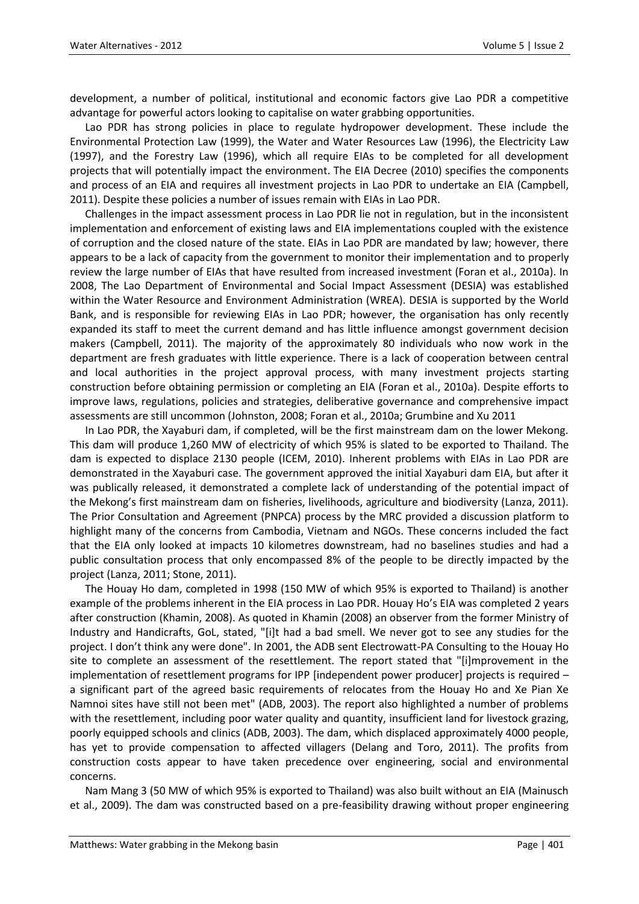development, a number of political, institutional and economic factors give Lao PDR a competitive advantage for powerful actors looking to capitalise on water grabbing opportunities.

Lao PDR has strong policies in place to regulate hydropower development. These include the Environmental Protection Law (1999), the Water and Water Resources Law (1996), the Electricity Law (1997), and the Forestry Law (1996), which all require EIAs to be completed for all development projects that will potentially impact the environment. The EIA Decree (2010) specifies the components and process of an EIA and requires all investment projects in Lao PDR to undertake an EIA (Campbell, 2011). Despite these policies a number of issues remain with EIAs in Lao PDR.

Challenges in the impact assessment process in Lao PDR lie not in regulation, but in the inconsistent implementation and enforcement of existing laws and EIA implementations coupled with the existence of corruption and the closed nature of the state. EIAs in Lao PDR are mandated by law; however, there appears to be a lack of capacity from the government to monitor their implementation and to properly review the large number of EIAs that have resulted from increased investment (Foran et al., 2010a). In 2008, The Lao Department of Environmental and Social Impact Assessment (DESIA) was established within the Water Resource and Environment Administration (WREA). DESIA is supported by the World Bank, and is responsible for reviewing EIAs in Lao PDR; however, the organisation has only recently expanded its staff to meet the current demand and has little influence amongst government decision makers (Campbell, 2011). The majority of the approximately 80 individuals who now work in the department are fresh graduates with little experience. There is a lack of cooperation between central and local authorities in the project approval process, with many investment projects starting construction before obtaining permission or completing an EIA (Foran et al., 2010a). Despite efforts to improve laws, regulations, policies and strategies, deliberative governance and comprehensive impact assessments are still uncommon (Johnston, 2008; Foran et al., 2010a; Grumbine and Xu 2011

In Lao PDR, the Xayaburi dam, if completed, will be the first mainstream dam on the lower Mekong. This dam will produce 1,260 MW of electricity of which 95% is slated to be exported to Thailand. The dam is expected to displace 2130 people (ICEM, 2010). Inherent problems with EIAs in Lao PDR are demonstrated in the Xayaburi case. The government approved the initial Xayaburi dam EIA, but after it was publically released, it demonstrated a complete lack of understanding of the potential impact of the Mekong's first mainstream dam on fisheries, livelihoods, agriculture and biodiversity (Lanza, 2011). The Prior Consultation and Agreement (PNPCA) process by the MRC provided a discussion platform to highlight many of the concerns from Cambodia, Vietnam and NGOs. These concerns included the fact that the EIA only looked at impacts 10 kilometres downstream, had no baselines studies and had a public consultation process that only encompassed 8% of the people to be directly impacted by the project (Lanza, 2011; Stone, 2011).

The Houay Ho dam, completed in 1998 (150 MW of which 95% is exported to Thailand) is another example of the problems inherent in the EIA process in Lao PDR. Houay Ho's EIA was completed 2 years after construction (Khamin, 2008). As quoted in Khamin (2008) an observer from the former Ministry of Industry and Handicrafts, GoL, stated, "[i]t had a bad smell. We never got to see any studies for the project. I don't think any were done". In 2001, the ADB sent Electrowatt-PA Consulting to the Houay Ho site to complete an assessment of the resettlement. The report stated that "[i]mprovement in the implementation of resettlement programs for IPP [independent power producer] projects is required – a significant part of the agreed basic requirements of relocates from the Houay Ho and Xe Pian Xe Namnoi sites have still not been met" (ADB, 2003). The report also highlighted a number of problems with the resettlement, including poor water quality and quantity, insufficient land for livestock grazing, poorly equipped schools and clinics (ADB, 2003). The dam, which displaced approximately 4000 people, has yet to provide compensation to affected villagers (Delang and Toro, 2011). The profits from construction costs appear to have taken precedence over engineering, social and environmental concerns.

Nam Mang 3 (50 MW of which 95% is exported to Thailand) was also built without an EIA (Mainusch et al., 2009). The dam was constructed based on a pre-feasibility drawing without proper engineering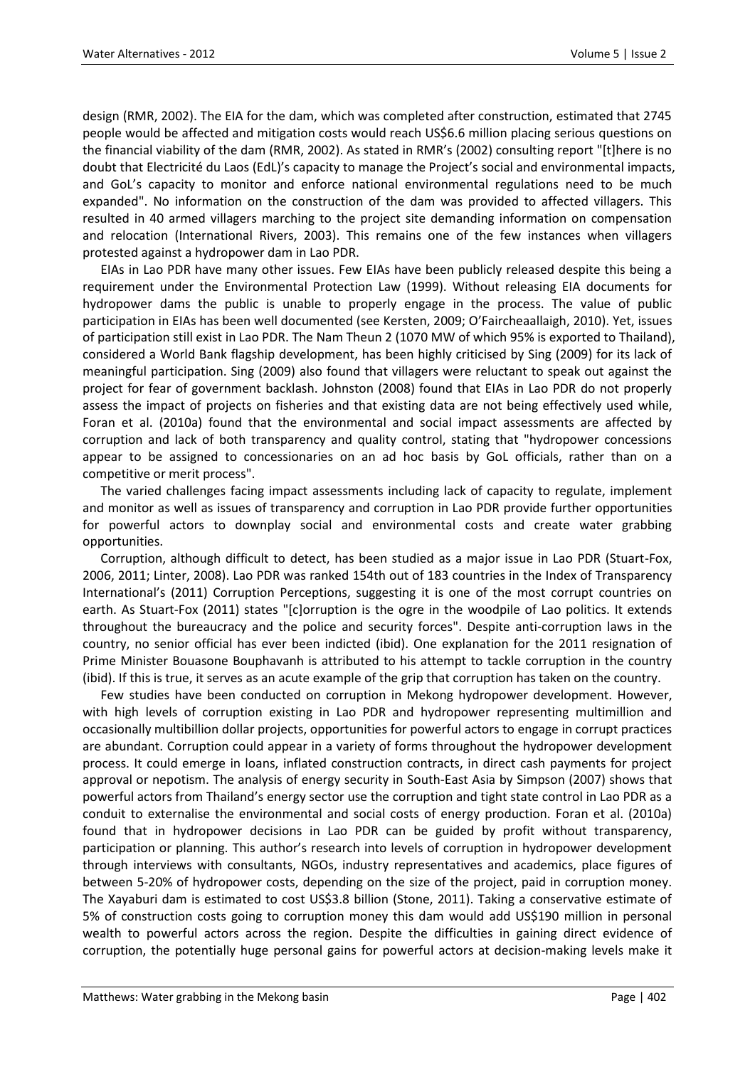design (RMR, 2002). The EIA for the dam, which was completed after construction, estimated that 2745 people would be affected and mitigation costs would reach US$6.6 million placing serious questions on the financial viability of the dam (RMR, 2002). As stated in RMR's (2002) consulting report "[t]here is no doubt that Electricité du Laos (EdL)'s capacity to manage the Project's social and environmental impacts, and GoL's capacity to monitor and enforce national environmental regulations need to be much expanded". No information on the construction of the dam was provided to affected villagers. This resulted in 40 armed villagers marching to the project site demanding information on compensation and relocation (International Rivers, 2003). This remains one of the few instances when villagers protested against a hydropower dam in Lao PDR.

EIAs in Lao PDR have many other issues. Few EIAs have been publicly released despite this being a requirement under the Environmental Protection Law (1999). Without releasing EIA documents for hydropower dams the public is unable to properly engage in the process. The value of public participation in EIAs has been well documented (see Kersten, 2009; O'Faircheallaigh, 2010). Yet, issues of participation still exist in Lao PDR. The Nam Theun 2 (1070 MW of which 95% is exported to Thailand), considered a World Bank flagship development, has been highly criticised by Sing (2009) for its lack of meaningful participation. Sing (2009) also found that villagers were reluctant to speak out against the project for fear of government backlash. Johnston (2008) found that EIAs in Lao PDR do not properly assess the impact of projects on fisheries and that existing data are not being effectively used while, Foran et al. (2010a) found that the environmental and social impact assessments are affected by corruption and lack of both transparency and quality control, stating that "hydropower concessions appear to be assigned to concessionaries on an ad hoc basis by GoL officials, rather than on a competitive or merit process".

The varied challenges facing impact assessments including lack of capacity to regulate, implement and monitor as well as issues of transparency and corruption in Lao PDR provide further opportunities for powerful actors to downplay social and environmental costs and create water grabbing opportunities.

Corruption, although difficult to detect, has been studied as a major issue in Lao PDR (Stuart-Fox, 2006, 2011; Linter, 2008). Lao PDR was ranked 154th out of 183 countries in the Index of Transparency International's (2011) Corruption Perceptions, suggesting it is one of the most corrupt countries on earth. As Stuart-Fox (2011) states "[c]orruption is the ogre in the woodpile of Lao politics. It extends throughout the bureaucracy and the police and security forces". Despite anti-corruption laws in the country, no senior official has ever been indicted (ibid). One explanation for the 2011 resignation of Prime Minister Bouasone Bouphavanh is attributed to his attempt to tackle corruption in the country (ibid). If this is true, it serves as an acute example of the grip that corruption has taken on the country.

Few studies have been conducted on corruption in Mekong hydropower development. However, with high levels of corruption existing in Lao PDR and hydropower representing multimillion and occasionally multibillion dollar projects, opportunities for powerful actors to engage in corrupt practices are abundant. Corruption could appear in a variety of forms throughout the hydropower development process. It could emerge in loans, inflated construction contracts, in direct cash payments for project approval or nepotism. The analysis of energy security in South-East Asia by Simpson (2007) shows that powerful actors from Thailand's energy sector use the corruption and tight state control in Lao PDR as a conduit to externalise the environmental and social costs of energy production. Foran et al. (2010a) found that in hydropower decisions in Lao PDR can be guided by profit without transparency, participation or planning. This author's research into levels of corruption in hydropower development through interviews with consultants, NGOs, industry representatives and academics, place figures of between 5-20% of hydropower costs, depending on the size of the project, paid in corruption money. The Xayaburi dam is estimated to cost US$3.8 billion (Stone, 2011). Taking a conservative estimate of 5% of construction costs going to corruption money this dam would add US$190 million in personal wealth to powerful actors across the region. Despite the difficulties in gaining direct evidence of corruption, the potentially huge personal gains for powerful actors at decision-making levels make it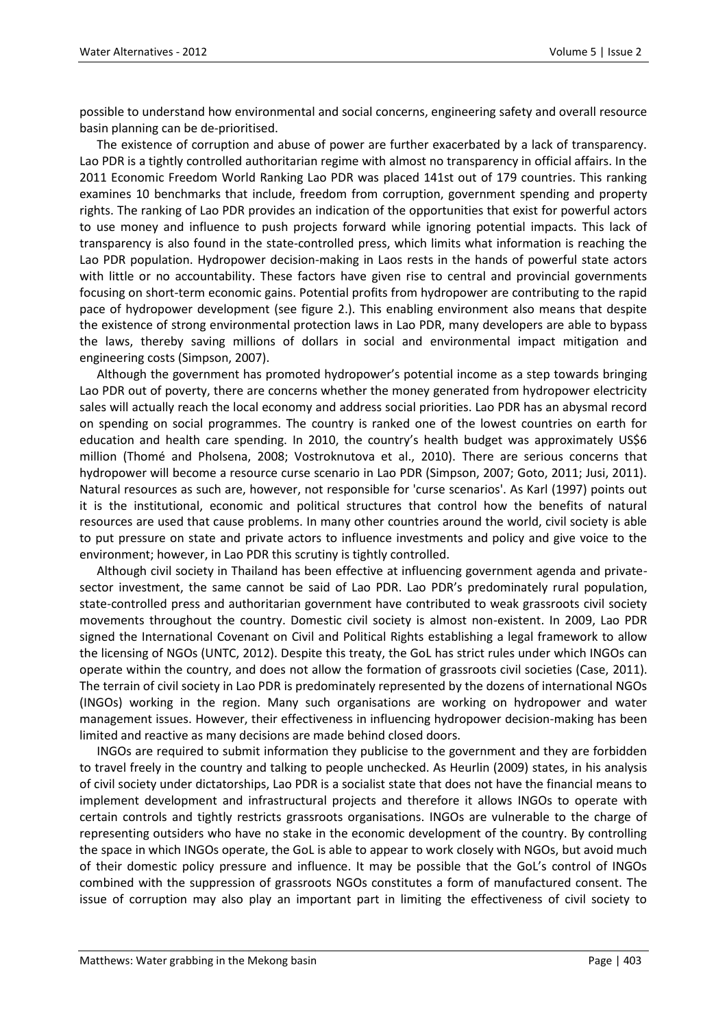possible to understand how environmental and social concerns, engineering safety and overall resource basin planning can be de-prioritised.

The existence of corruption and abuse of power are further exacerbated by a lack of transparency. Lao PDR is a tightly controlled authoritarian regime with almost no transparency in official affairs. In the 2011 Economic Freedom World Ranking Lao PDR was placed 141st out of 179 countries. This ranking examines 10 benchmarks that include, freedom from corruption, government spending and property rights. The ranking of Lao PDR provides an indication of the opportunities that exist for powerful actors to use money and influence to push projects forward while ignoring potential impacts. This lack of transparency is also found in the state-controlled press, which limits what information is reaching the Lao PDR population. Hydropower decision-making in Laos rests in the hands of powerful state actors with little or no accountability. These factors have given rise to central and provincial governments focusing on short-term economic gains. Potential profits from hydropower are contributing to the rapid pace of hydropower development (see figure 2.). This enabling environment also means that despite the existence of strong environmental protection laws in Lao PDR, many developers are able to bypass the laws, thereby saving millions of dollars in social and environmental impact mitigation and engineering costs (Simpson, 2007).

Although the government has promoted hydropower's potential income as a step towards bringing Lao PDR out of poverty, there are concerns whether the money generated from hydropower electricity sales will actually reach the local economy and address social priorities. Lao PDR has an abysmal record on spending on social programmes. The country is ranked one of the lowest countries on earth for education and health care spending. In 2010, the country's health budget was approximately US$6 million (Thomé and Pholsena, 2008; Vostroknutova et al., 2010). There are serious concerns that hydropower will become a resource curse scenario in Lao PDR (Simpson, 2007; Goto, 2011; Jusi, 2011). Natural resources as such are, however, not responsible for 'curse scenarios'. As Karl (1997) points out it is the institutional, economic and political structures that control how the benefits of natural resources are used that cause problems. In many other countries around the world, civil society is able to put pressure on state and private actors to influence investments and policy and give voice to the environment; however, in Lao PDR this scrutiny is tightly controlled.

Although civil society in Thailand has been effective at influencing government agenda and private-sector investment, the same cannot be said of Lao PDR. Lao PDR's predominately rural population, state-controlled press and authoritarian government have contributed to weak grassroots civil society movements throughout the country. Domestic civil society is almost non-existent. In 2009, Lao PDR signed the International Covenant on Civil and Political Rights establishing a legal framework to allow the licensing of NGOs (UNTC, 2012). Despite this treaty, the GoL has strict rules under which INGOs can operate within the country, and does not allow the formation of grassroots civil societies (Case, 2011). The terrain of civil society in Lao PDR is predominately represented by the dozens of international NGOs (INGOs) working in the region. Many such organisations are working on hydropower and water management issues. However, their effectiveness in influencing hydropower decision-making has been limited and reactive as many decisions are made behind closed doors.

INGOs are required to submit information they publicise to the government and they are forbidden to travel freely in the country and talking to people unchecked. As Heurlin (2009) states, in his analysis of civil society under dictatorships, Lao PDR is a socialist state that does not have the financial means to implement development and infrastructural projects and therefore it allows INGOs to operate with certain controls and tightly restricts grassroots organisations. INGOs are vulnerable to the charge of representing outsiders who have no stake in the economic development of the country. By controlling the space in which INGOs operate, the GoL is able to appear to work closely with NGOs, but avoid much of their domestic policy pressure and influence. It may be possible that the GoL's control of INGOs combined with the suppression of grassroots NGOs constitutes a form of manufactured consent. The issue of corruption may also play an important part in limiting the effectiveness of civil society to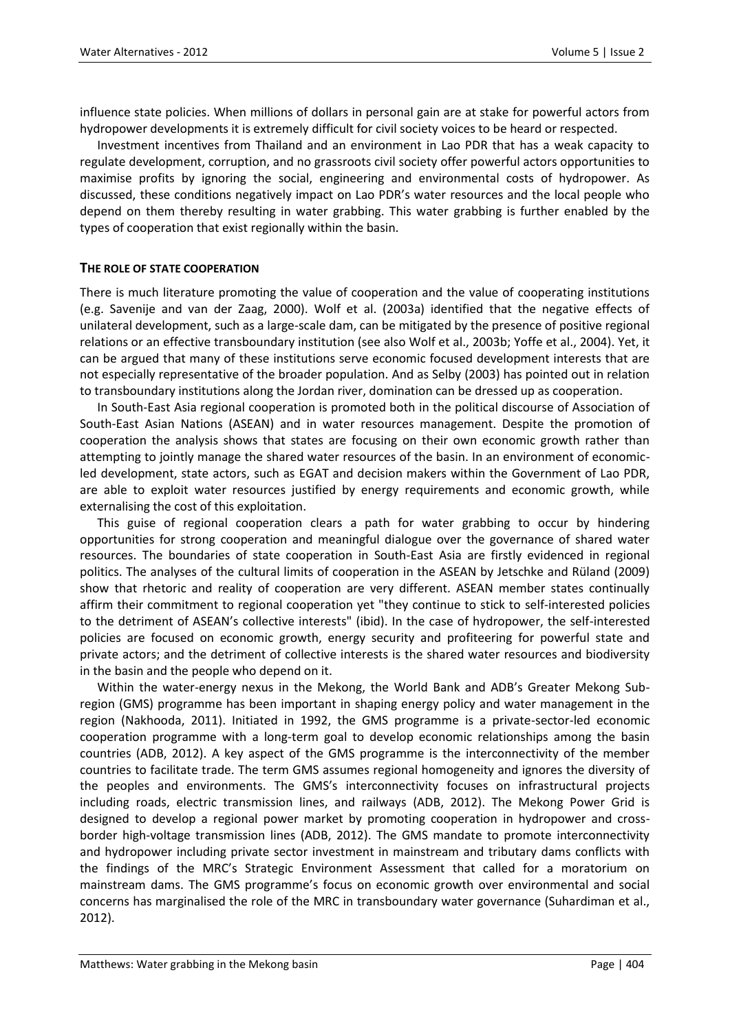influence state policies. When millions of dollars in personal gain are at stake for powerful actors from hydropower developments it is extremely difficult for civil society voices to be heard or respected.

Investment incentives from Thailand and an environment in Lao PDR that has a weak capacity to regulate development, corruption, and no grassroots civil society offer powerful actors opportunities to maximise profits by ignoring the social, engineering and environmental costs of hydropower. As discussed, these conditions negatively impact on Lao PDR's water resources and the local people who depend on them thereby resulting in water grabbing. This water grabbing is further enabled by the types of cooperation that exist regionally within the basin.

## THE ROLE OF STATE COOPERATION

There is much literature promoting the value of cooperation and the value of cooperating institutions (e.g. Savenije and van der Zaag, 2000). Wolf et al. (2003a) identified that the negative effects of unilateral development, such as a large-scale dam, can be mitigated by the presence of positive regional relations or an effective transboundary institution (see also Wolf et al., 2003b; Yoffe et al., 2004). Yet, it can be argued that many of these institutions serve economic focused development interests that are not especially representative of the broader population. And as Selby (2003) has pointed out in relation to transboundary institutions along the Jordan river, domination can be dressed up as cooperation.

In South-East Asia regional cooperation is promoted both in the political discourse of Association of South-East Asian Nations (ASEAN) and in water resources management. Despite the promotion of cooperation the analysis shows that states are focusing on their own economic growth rather than attempting to jointly manage the shared water resources of the basin. In an environment of economic-led development, state actors, such as EGAT and decision makers within the Government of Lao PDR, are able to exploit water resources justified by energy requirements and economic growth, while externalising the cost of this exploitation.

This guise of regional cooperation clears a path for water grabbing to occur by hindering opportunities for strong cooperation and meaningful dialogue over the governance of shared water resources. The boundaries of state cooperation in South-East Asia are firstly evidenced in regional politics. The analyses of the cultural limits of cooperation in the ASEAN by Jetschke and Rüland (2009) show that rhetoric and reality of cooperation are very different. ASEAN member states continually affirm their commitment to regional cooperation yet "they continue to stick to self-interested policies to the detriment of ASEAN's collective interests" (ibid). In the case of hydropower, the self-interested policies are focused on economic growth, energy security and profiteering for powerful state and private actors; and the detriment of collective interests is the shared water resources and biodiversity in the basin and the people who depend on it.

Within the water-energy nexus in the Mekong, the World Bank and ADB's Greater Mekong Sub-region (GMS) programme has been important in shaping energy policy and water management in the region (Nakhooda, 2011). Initiated in 1992, the GMS programme is a private-sector-led economic cooperation programme with a long-term goal to develop economic relationships among the basin countries (ADB, 2012). A key aspect of the GMS programme is the interconnectivity of the member countries to facilitate trade. The term GMS assumes regional homogeneity and ignores the diversity of the peoples and environments. The GMS's interconnectivity focuses on infrastructural projects including roads, electric transmission lines, and railways (ADB, 2012). The Mekong Power Grid is designed to develop a regional power market by promoting cooperation in hydropower and cross-border high-voltage transmission lines (ADB, 2012). The GMS mandate to promote interconnectivity and hydropower including private sector investment in mainstream and tributary dams conflicts with the findings of the MRC's Strategic Environment Assessment that called for a moratorium on mainstream dams. The GMS programme's focus on economic growth over environmental and social concerns has marginalised the role of the MRC in transboundary water governance (Suhardiman et al., 2012).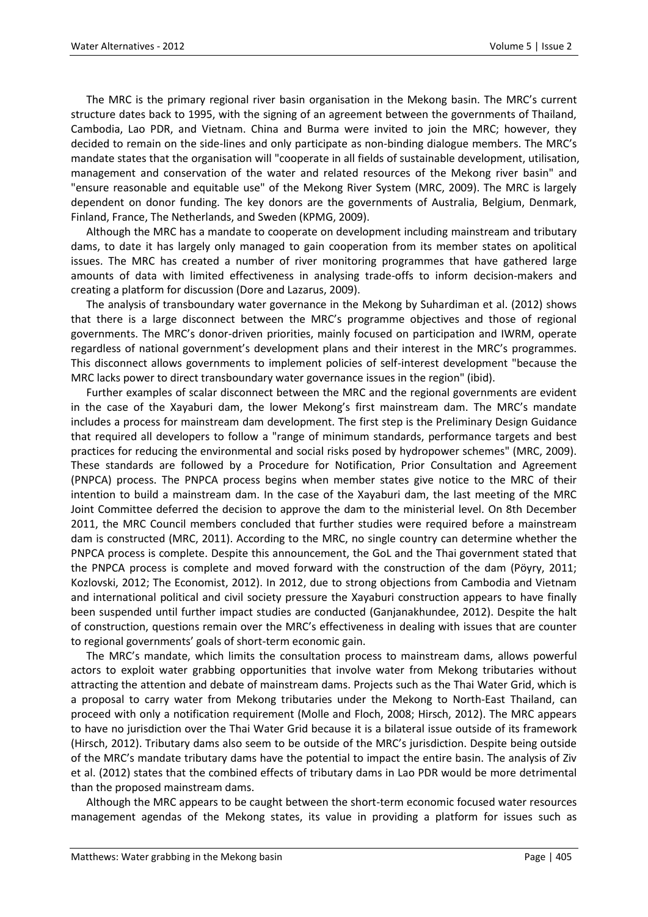The MRC is the primary regional river basin organisation in the Mekong basin. The MRC's current structure dates back to 1995, with the signing of an agreement between the governments of Thailand, Cambodia, Lao PDR, and Vietnam. China and Burma were invited to join the MRC; however, they decided to remain on the side-lines and only participate as non-binding dialogue members. The MRC's mandate states that the organisation will "cooperate in all fields of sustainable development, utilisation, management and conservation of the water and related resources of the Mekong river basin" and "ensure reasonable and equitable use" of the Mekong River System (MRC, 2009). The MRC is largely dependent on donor funding. The key donors are the governments of Australia, Belgium, Denmark, Finland, France, The Netherlands, and Sweden (KPMG, 2009).

Although the MRC has a mandate to cooperate on development including mainstream and tributary dams, to date it has largely only managed to gain cooperation from its member states on apolitical issues. The MRC has created a number of river monitoring programmes that have gathered large amounts of data with limited effectiveness in analysing trade-offs to inform decision-makers and creating a platform for discussion (Dore and Lazarus, 2009).

The analysis of transboundary water governance in the Mekong by Suhardiman et al. (2012) shows that there is a large disconnect between the MRC's programme objectives and those of regional governments. The MRC's donor-driven priorities, mainly focused on participation and IWRM, operate regardless of national government's development plans and their interest in the MRC's programmes. This disconnect allows governments to implement policies of self-interest development "because the MRC lacks power to direct transboundary water governance issues in the region" (ibid).

Further examples of scalar disconnect between the MRC and the regional governments are evident in the case of the Xayaburi dam, the lower Mekong's first mainstream dam. The MRC's mandate includes a process for mainstream dam development. The first step is the Preliminary Design Guidance that required all developers to follow a "range of minimum standards, performance targets and best practices for reducing the environmental and social risks posed by hydropower schemes" (MRC, 2009). These standards are followed by a Procedure for Notification, Prior Consultation and Agreement (PNPCA) process. The PNPCA process begins when member states give notice to the MRC of their intention to build a mainstream dam. In the case of the Xayaburi dam, the last meeting of the MRC Joint Committee deferred the decision to approve the dam to the ministerial level. On 8th December 2011, the MRC Council members concluded that further studies were required before a mainstream dam is constructed (MRC, 2011). According to the MRC, no single country can determine whether the PNPCA process is complete. Despite this announcement, the GoL and the Thai government stated that the PNPCA process is complete and moved forward with the construction of the dam (Pöyry, 2011; Kozlovski, 2012; The Economist, 2012). In 2012, due to strong objections from Cambodia and Vietnam and international political and civil society pressure the Xayaburi construction appears to have finally been suspended until further impact studies are conducted (Ganjanakhundee, 2012). Despite the halt of construction, questions remain over the MRC's effectiveness in dealing with issues that are counter to regional governments' goals of short-term economic gain.

The MRC's mandate, which limits the consultation process to mainstream dams, allows powerful actors to exploit water grabbing opportunities that involve water from Mekong tributaries without attracting the attention and debate of mainstream dams. Projects such as the Thai Water Grid, which is a proposal to carry water from Mekong tributaries under the Mekong to North-East Thailand, can proceed with only a notification requirement (Molle and Floch, 2008; Hirsch, 2012). The MRC appears to have no jurisdiction over the Thai Water Grid because it is a bilateral issue outside of its framework (Hirsch, 2012). Tributary dams also seem to be outside of the MRC's jurisdiction. Despite being outside of the MRC's mandate tributary dams have the potential to impact the entire basin. The analysis of Ziv et al. (2012) states that the combined effects of tributary dams in Lao PDR would be more detrimental than the proposed mainstream dams.

Although the MRC appears to be caught between the short-term economic focused water resources management agendas of the Mekong states, its value in providing a platform for issues such as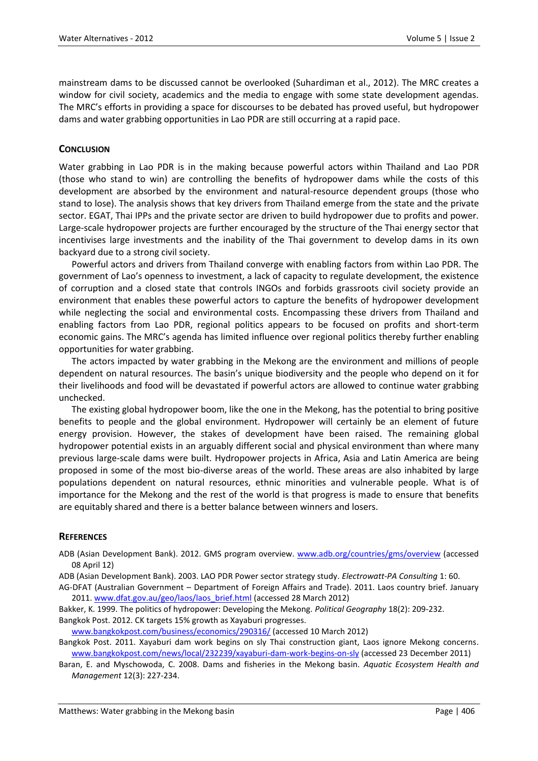mainstream dams to be discussed cannot be overlooked (Suhardiman et al., 2012). The MRC creates a window for civil society, academics and the media to engage with some state development agendas. The MRC's efforts in providing a space for discourses to be debated has proved useful, but hydropower dams and water grabbing opportunities in Lao PDR are still occurring at a rapid pace.

## Conclusion

Water grabbing in Lao PDR is in the making because powerful actors within Thailand and Lao PDR (those who stand to win) are controlling the benefits of hydropower dams while the costs of this development are absorbed by the environment and natural-resource dependent groups (those who stand to lose). The analysis shows that key drivers from Thailand emerge from the state and the private sector. EGAT, Thai IPPs and the private sector are driven to build hydropower due to profits and power. Large-scale hydropower projects are further encouraged by the structure of the Thai energy sector that incentivises large investments and the inability of the Thai government to develop dams in its own backyard due to a strong civil society.

Powerful actors and drivers from Thailand converge with enabling factors from within Lao PDR. The government of Lao's openness to investment, a lack of capacity to regulate development, the existence of corruption and a closed state that controls INGOs and forbids grassroots civil society provide an environment that enables these powerful actors to capture the benefits of hydropower development while neglecting the social and environmental costs. Encompassing these drivers from Thailand and enabling factors from Lao PDR, regional politics appears to be focused on profits and short-term economic gains. The MRC's agenda has limited influence over regional politics thereby further enabling opportunities for water grabbing.

The actors impacted by water grabbing in the Mekong are the environment and millions of people dependent on natural resources. The basin's unique biodiversity and the people who depend on it for their livelihoods and food will be devastated if powerful actors are allowed to continue water grabbing unchecked.

The existing global hydropower boom, like the one in the Mekong, has the potential to bring positive benefits to people and the global environment. Hydropower will certainly be an element of future energy provision. However, the stakes of development have been raised. The remaining global hydropower potential exists in an arguably different social and physical environment than where many previous large-scale dams were built. Hydropower projects in Africa, Asia and Latin America are being proposed in some of the most bio-diverse areas of the world. These areas are also inhabited by large populations dependent on natural resources, ethnic minorities and vulnerable people. What is of importance for the Mekong and the rest of the world is that progress is made to ensure that benefits are equitably shared and there is a better balance between winners and losers.

## References

ADB (Asian Development Bank). 2012. GMS program overview. www.adb.org/countries/gms/overview (accessed 08 April 12)

ADB (Asian Development Bank). 2003. LAO PDR Power sector strategy study. *Electrowatt-PA Consulting* 1: 60.

AG-DFAT (Australian Government – Department of Foreign Affairs and Trade). 2011. Laos country brief. January 2011. www.dfat.gov.au/geo/laos/laos_brief.html (accessed 28 March 2012)

Bakker, K. 1999. The politics of hydropower: Developing the Mekong. *Political Geography* 18(2): 209-232.

Bangkok Post. 2012. CK targets 15% growth as Xayaburi progresses. www.bangkokpost.com/business/economics/290316/ (accessed 10 March 2012)

Bangkok Post. 2011. Xayaburi dam work begins on sly Thai construction giant, Laos ignore Mekong concerns. www.bangkokpost.com/news/local/232239/xayaburi-dam-work-begins-on-sly (accessed 23 December 2011)

Baran, E. and Myschowoda, C. 2008. Dams and fisheries in the Mekong basin. *Aquatic Ecosystem Health and Management* 12(3): 227-234.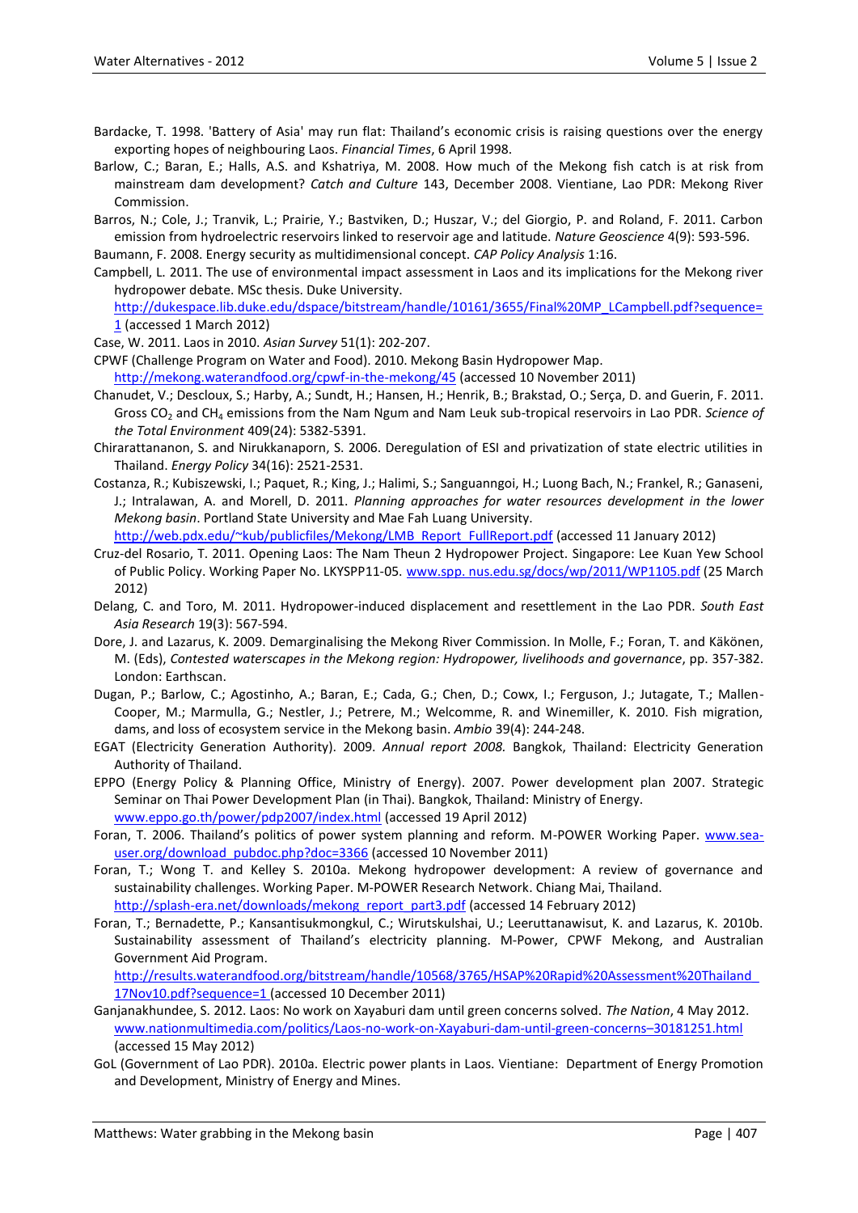Bardacke, T. 1998. 'Battery of Asia' may run flat: Thailand's economic crisis is raising questions over the energy exporting hopes of neighbouring Laos. *Financial Times*, 6 April 1998.

Barlow, C.; Baran, E.; Halls, A.S. and Kshatriya, M. 2008. How much of the Mekong fish catch is at risk from mainstream dam development? *Catch and Culture* 143, December 2008. Vientiane, Lao PDR: Mekong River Commission.

Barros, N.; Cole, J.; Tranvik, L.; Prairie, Y.; Bastviken, D.; Huszar, V.; del Giorgio, P. and Roland, F. 2011. Carbon emission from hydroelectric reservoirs linked to reservoir age and latitude. *Nature Geoscience* 4(9): 593-596.

Baumann, F. 2008. Energy security as multidimensional concept. *CAP Policy Analysis* 1:16.

Campbell, L. 2011. The use of environmental impact assessment in Laos and its implications for the Mekong river hydropower debate. MSc thesis. Duke University. http://dukespace.lib.duke.edu/dspace/bitstream/handle/10161/3655/Final%20MP_LCampbell.pdf?sequence=1 (accessed 1 March 2012)

Case, W. 2011. Laos in 2010. *Asian Survey* 51(1): 202-207.

CPWF (Challenge Program on Water and Food). 2010. Mekong Basin Hydropower Map. http://mekong.waterandfood.org/cpwf-in-the-mekong/45 (accessed 10 November 2011)

Chanudet, V.; Descloux, S.; Harby, A.; Sundt, H.; Hansen, H.; Henrik, B.; Brakstad, O.; Serça, D. and Guerin, F. 2011. Gross $CO_2$ and $CH_4$ emissions from the Nam Ngum and Nam Leuk sub-tropical reservoirs in Lao PDR. *Science of the Total Environment* 409(24): 5382-5391.

Chirarattananon, S. and Nirukkanaporn, S. 2006. Deregulation of ESI and privatization of state electric utilities in Thailand. *Energy Policy* 34(16): 2521-2531.

Costanza, R.; Kubiszewski, I.; Paquet, R.; King, J.; Halimi, S.; Sanguanngoi, H.; Luong Bach, N.; Frankel, R.; Ganaseni, J.; Intralawan, A. and Morell, D. 2011. *Planning approaches for water resources development in the lower Mekong basin*. Portland State University and Mae Fah Luang University. http://web.pdx.edu/~kub/publicfiles/Mekong/LMB_Report_FullReport.pdf (accessed 11 January 2012)

Cruz-del Rosario, T. 2011. Opening Laos: The Nam Theun 2 Hydropower Project. Singapore: Lee Kuan Yew School of Public Policy. Working Paper No. LKYSPP11-05. www.spp. nus.edu.sg/docs/wp/2011/WP1105.pdf (25 March 2012)

Delang, C. and Toro, M. 2011. Hydropower-induced displacement and resettlement in the Lao PDR. *South East Asia Research* 19(3): 567-594.

Dore, J. and Lazarus, K. 2009. Demarginalising the Mekong River Commission. In Molle, F.; Foran, T. and Käkönen, M. (Eds), *Contested waterscapes in the Mekong region: Hydropower, livelihoods and governance*, pp. 357-382. London: Earthscan.

Dugan, P.; Barlow, C.; Agostinho, A.; Baran, E.; Cada, G.; Chen, D.; Cowx, I.; Ferguson, J.; Jutagate, T.; Mallen-Cooper, M.; Marmulla, G.; Nestler, J.; Petrere, M.; Welcomme, R. and Winemiller, K. 2010. Fish migration, dams, and loss of ecosystem service in the Mekong basin. *Ambio* 39(4): 244-248.

EGAT (Electricity Generation Authority). 2009. *Annual report 2008.* Bangkok, Thailand: Electricity Generation Authority of Thailand.

EPPO (Energy Policy & Planning Office, Ministry of Energy). 2007. Power development plan 2007. Strategic Seminar on Thai Power Development Plan (in Thai). Bangkok, Thailand: Ministry of Energy. www.eppo.go.th/power/pdp2007/index.html (accessed 19 April 2012)

Foran, T. 2006. Thailand's politics of power system planning and reform. M-POWER Working Paper. www.sea-user.org/download_pubdoc.php?doc=3366 (accessed 10 November 2011)

Foran, T.; Wong T. and Kelley S. 2010a. Mekong hydropower development: A review of governance and sustainability challenges. Working Paper. M-POWER Research Network. Chiang Mai, Thailand. http://splash-era.net/downloads/mekong_report_part3.pdf (accessed 14 February 2012)

Foran, T.; Bernadette, P.; Kansantisukmongkul, C.; Wirutskulshai, U.; Leeruttanawisut, K. and Lazarus, K. 2010b. Sustainability assessment of Thailand's electricity planning. M-Power, CPWF Mekong, and Australian Government Aid Program. http://results.waterandfood.org/bitstream/handle/10568/3765/HSAP%20Rapid%20Assessment%20Thailand_17Nov10.pdf?sequence=1 (accessed 10 December 2011)

Ganjanakhundee, S. 2012. Laos: No work on Xayaburi dam until green concerns solved. *The Nation*, 4 May 2012. www.nationmultimedia.com/politics/Laos-no-work-on-Xayaburi-dam-until-green-concerns–30181251.html (accessed 15 May 2012)

GoL (Government of Lao PDR). 2010a. Electric power plants in Laos. Vientiane: Department of Energy Promotion and Development, Ministry of Energy and Mines.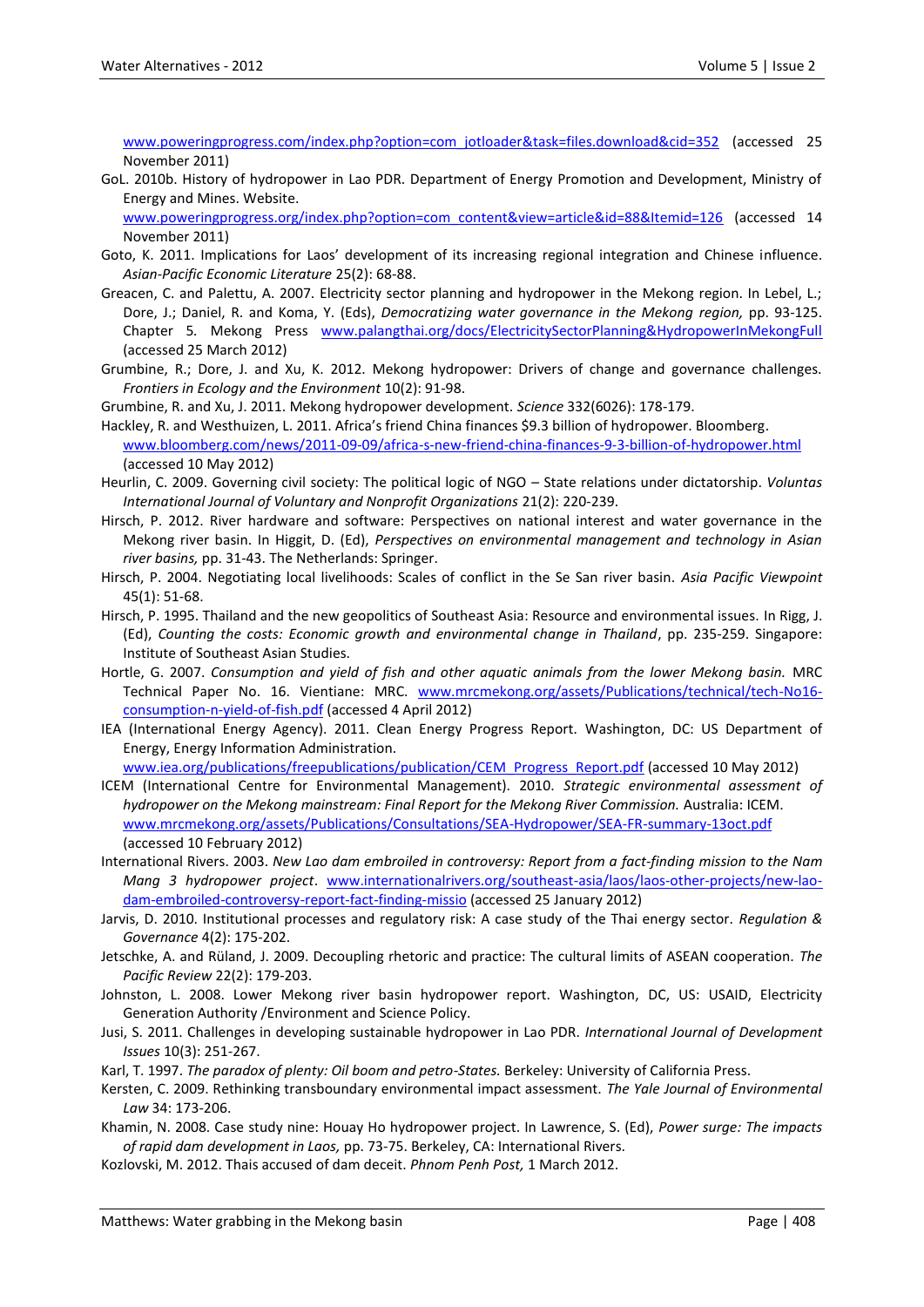www.poweringprogress.com/index.php?option=com_jotloader&task=files.download&cid=352 (accessed 25 November 2011)

GoL. 2010b. History of hydropower in Lao PDR. Department of Energy Promotion and Development, Ministry of Energy and Mines. Website. www.poweringprogress.org/index.php?option=com_content&view=article&id=88&Itemid=126 (accessed 14 November 2011)

Goto, K. 2011. Implications for Laos' development of its increasing regional integration and Chinese influence. *Asian-Pacific Economic Literature* 25(2): 68-88.

Greacen, C. and Palettu, A. 2007. Electricity sector planning and hydropower in the Mekong region. In Lebel, L.; Dore, J.; Daniel, R. and Koma, Y. (Eds), *Democratizing water governance in the Mekong region,* pp. 93-125. Chapter 5. Mekong Press www.palangthai.org/docs/ElectricitySectorPlanning&HydropowerInMekongFull (accessed 25 March 2012)

Grumbine, R.; Dore, J. and Xu, K. 2012. Mekong hydropower: Drivers of change and governance challenges. *Frontiers in Ecology and the Environment* 10(2): 91-98.

Grumbine, R. and Xu, J. 2011. Mekong hydropower development. *Science* 332(6026): 178-179.

Hackley, R. and Westhuizen, L. 2011. Africa's friend China finances $9.3 billion of hydropower. Bloomberg. www.bloomberg.com/news/2011-09-09/africa-s-new-friend-china-finances-9-3-billion-of-hydropower.html (accessed 10 May 2012)

Heurlin, C. 2009. Governing civil society: The political logic of NGO – State relations under dictatorship. *Voluntas International Journal of Voluntary and Nonprofit Organizations* 21(2): 220-239.

Hirsch, P. 2012. River hardware and software: Perspectives on national interest and water governance in the Mekong river basin. In Higgit, D. (Ed), *Perspectives on environmental management and technology in Asian river basins,* pp. 31-43. The Netherlands: Springer.

Hirsch, P. 2004. Negotiating local livelihoods: Scales of conflict in the Se San river basin. *Asia Pacific Viewpoint* 45(1): 51-68.

Hirsch, P. 1995. Thailand and the new geopolitics of Southeast Asia: Resource and environmental issues. In Rigg, J. (Ed), *Counting the costs: Economic growth and environmental change in Thailand*, pp. 235-259. Singapore: Institute of Southeast Asian Studies.

Hortle, G. 2007. *Consumption and yield of fish and other aquatic animals from the lower Mekong basin.* MRC Technical Paper No. 16. Vientiane: MRC. www.mrcmekong.org/assets/Publications/technical/tech-No16-consumption-n-yield-of-fish.pdf (accessed 4 April 2012)

IEA (International Energy Agency). 2011. Clean Energy Progress Report. Washington, DC: US Department of Energy, Energy Information Administration. www.iea.org/publications/freepublications/publication/CEM_Progress_Report.pdf (accessed 10 May 2012)

ICEM (International Centre for Environmental Management). 2010. *Strategic environmental assessment of hydropower on the Mekong mainstream: Final Report for the Mekong River Commission.* Australia: ICEM. www.mrcmekong.org/assets/Publications/Consultations/SEA-Hydropower/SEA-FR-summary-13oct.pdf (accessed 10 February 2012)

International Rivers. 2003. *New Lao dam embroiled in controversy: Report from a fact-finding mission to the Nam Mang 3 hydropower project*. www.internationalrivers.org/southeast-asia/laos/laos-other-projects/new-lao-dam-embroiled-controversy-report-fact-finding-missio (accessed 25 January 2012)

Jarvis, D. 2010. Institutional processes and regulatory risk: A case study of the Thai energy sector. *Regulation & Governance* 4(2): 175-202.

Jetschke, A. and Rüland, J. 2009. Decoupling rhetoric and practice: The cultural limits of ASEAN cooperation. *The Pacific Review* 22(2): 179-203.

Johnston, L. 2008. Lower Mekong river basin hydropower report. Washington, DC, US: USAID, Electricity Generation Authority /Environment and Science Policy.

Jusi, S. 2011. Challenges in developing sustainable hydropower in Lao PDR. *International Journal of Development Issues* 10(3): 251-267.

Karl, T. 1997. *The paradox of plenty: Oil boom and petro-States.* Berkeley: University of California Press.

Kersten, C. 2009. Rethinking transboundary environmental impact assessment. *The Yale Journal of Environmental Law* 34: 173-206.

Khamin, N. 2008. Case study nine: Houay Ho hydropower project. In Lawrence, S. (Ed), *Power surge: The impacts of rapid dam development in Laos,* pp. 73-75. Berkeley, CA: International Rivers.

Kozlovski, M. 2012. Thais accused of dam deceit. *Phnom Penh Post,* 1 March 2012.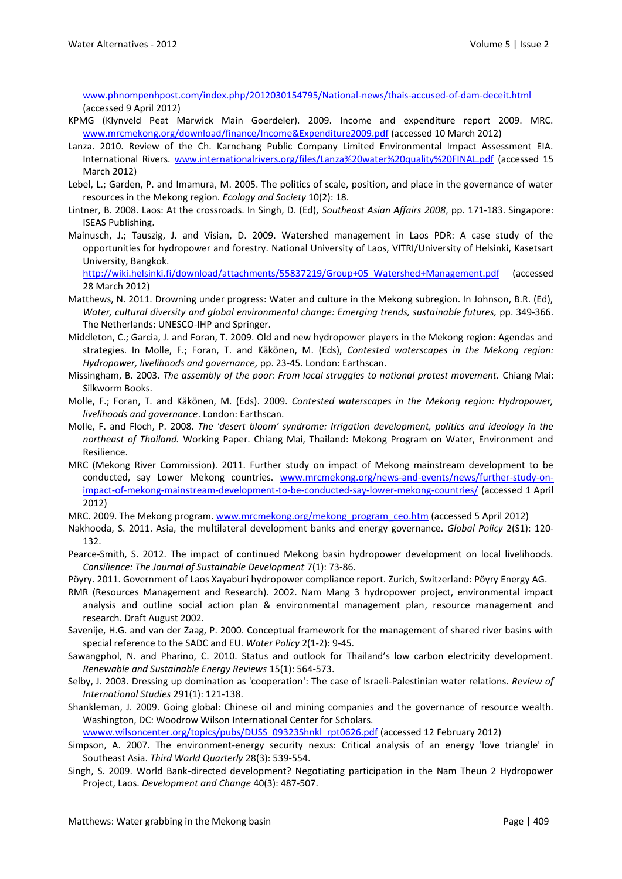www.phnompenhpost.com/index.php/2012030154795/National-news/thais-accused-of-dam-deceit.html (accessed 9 April 2012)

KPMG (Klynveld Peat Marwick Main Goerdeler). 2009. Income and expenditure report 2009. MRC. www.mrcmekong.org/download/finance/Income&Expenditure2009.pdf (accessed 10 March 2012)

Lanza. 2010. Review of the Ch. Karnchang Public Company Limited Environmental Impact Assessment EIA. International Rivers. www.internationalrivers.org/files/Lanza%20water%20quality%20FINAL.pdf (accessed 15 March 2012)

Lebel, L.; Garden, P. and Imamura, M. 2005. The politics of scale, position, and place in the governance of water resources in the Mekong region. *Ecology and Society* 10(2): 18.

Lintner, B. 2008. Laos: At the crossroads. In Singh, D. (Ed), *Southeast Asian Affairs 2008*, pp. 171-183. Singapore: ISEAS Publishing.

Mainusch, J.; Tauszig, J. and Visian, D. 2009. Watershed management in Laos PDR: A case study of the opportunities for hydropower and forestry. National University of Laos, VITRI/University of Helsinki, Kasetsart University, Bangkok. http://wiki.helsinki.fi/download/attachments/55837219/Group+05_Watershed+Management.pdf (accessed 28 March 2012)

Matthews, N. 2011. Drowning under progress: Water and culture in the Mekong subregion. In Johnson, B.R. (Ed), *Water, cultural diversity and global environmental change: Emerging trends, sustainable futures,* pp. 349-366. The Netherlands: UNESCO-IHP and Springer.

Middleton, C.; Garcia, J. and Foran, T. 2009. Old and new hydropower players in the Mekong region: Agendas and strategies. In Molle, F.; Foran, T. and Käkönen, M. (Eds), *Contested waterscapes in the Mekong region: Hydropower, livelihoods and governance,* pp. 23-45. London: Earthscan.

Missingham, B. 2003. *The assembly of the poor: From local struggles to national protest movement.* Chiang Mai: Silkworm Books.

Molle, F.; Foran, T. and Käkönen, M. (Eds). 2009. *Contested waterscapes in the Mekong region: Hydropower, livelihoods and governance*. London: Earthscan.

Molle, F. and Floch, P. 2008. *The 'desert bloom' syndrome: Irrigation development, politics and ideology in the northeast of Thailand.* Working Paper. Chiang Mai, Thailand: Mekong Program on Water, Environment and Resilience.

MRC (Mekong River Commission). 2011. Further study on impact of Mekong mainstream development to be conducted, say Lower Mekong countries. www.mrcmekong.org/news-and-events/news/further-study-on-impact-of-mekong-mainstream-development-to-be-conducted-say-lower-mekong-countries/ (accessed 1 April 2012)

MRC. 2009. The Mekong program. www.mrcmekong.org/mekong_program_ceo.htm (accessed 5 April 2012)

Nakhooda, S. 2011. Asia, the multilateral development banks and energy governance. *Global Policy* 2(S1): 120-132.

Pearce-Smith, S. 2012. The impact of continued Mekong basin hydropower development on local livelihoods. *Consilience: The Journal of Sustainable Development* 7(1): 73-86.

Pöyry. 2011. Government of Laos Xayaburi hydropower compliance report. Zurich, Switzerland: Pöyry Energy AG.

RMR (Resources Management and Research). 2002. Nam Mang 3 hydropower project, environmental impact analysis and outline social action plan & environmental management plan, resource management and research. Draft August 2002.

Savenije, H.G. and van der Zaag, P. 2000. Conceptual framework for the management of shared river basins with special reference to the SADC and EU. *Water Policy* 2(1-2): 9-45.

Sawangphol, N. and Pharino, C. 2010. Status and outlook for Thailand's low carbon electricity development. *Renewable and Sustainable Energy Reviews* 15(1): 564-573.

Selby, J. 2003. Dressing up domination as 'cooperation': The case of Israeli-Palestinian water relations. *Review of International Studies* 291(1): 121-138.

Shankleman, J. 2009. Going global: Chinese oil and mining companies and the governance of resource wealth. Washington, DC: Woodrow Wilson International Center for Scholars. wwww.wilsoncenter.org/topics/pubs/DUSS_09323Shnkl_rpt0626.pdf (accessed 12 February 2012)

Simpson, A. 2007. The environment-energy security nexus: Critical analysis of an energy 'love triangle' in Southeast Asia. *Third World Quarterly* 28(3): 539-554.

Singh, S. 2009. World Bank-directed development? Negotiating participation in the Nam Theun 2 Hydropower Project, Laos. *Development and Change* 40(3): 487-507.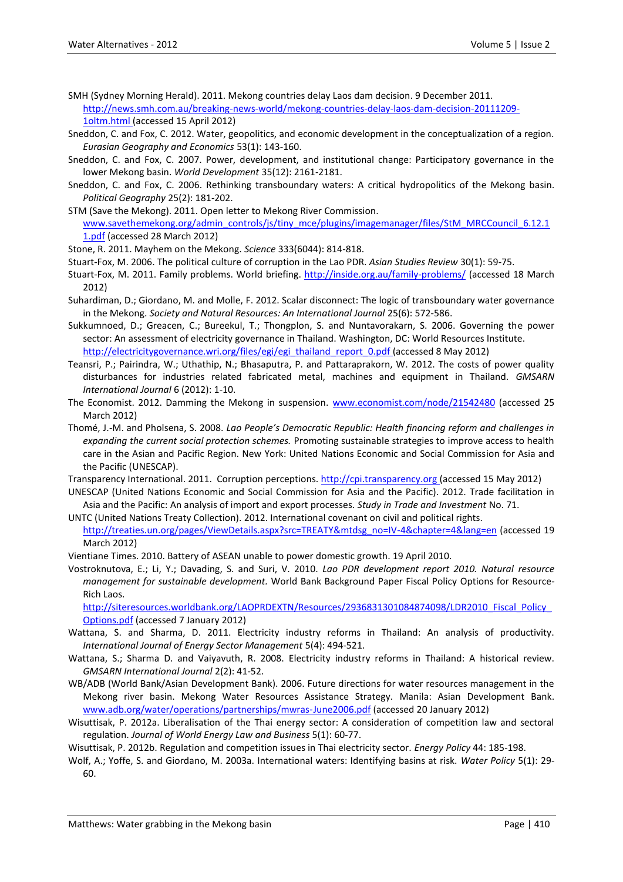SMH (Sydney Morning Herald). 2011. Mekong countries delay Laos dam decision. 9 December 2011. http://news.smh.com.au/breaking-news-world/mekong-countries-delay-laos-dam-decision-20111209-1oltm.html (accessed 15 April 2012)

Sneddon, C. and Fox, C. 2012. Water, geopolitics, and economic development in the conceptualization of a region. *Eurasian Geography and Economics* 53(1): 143-160.

Sneddon, C. and Fox, C. 2007. Power, development, and institutional change: Participatory governance in the lower Mekong basin. *World Development* 35(12): 2161-2181.

Sneddon, C. and Fox, C. 2006. Rethinking transboundary waters: A critical hydropolitics of the Mekong basin. *Political Geography* 25(2): 181-202.

STM (Save the Mekong). 2011. Open letter to Mekong River Commission. www.savethemekong.org/admin_controls/js/tiny_mce/plugins/imagemanager/files/StM_MRCCouncil_6.12.11.pdf (accessed 28 March 2012)

Stone, R. 2011. Mayhem on the Mekong. *Science* 333(6044): 814-818.

Stuart-Fox, M. 2006. The political culture of corruption in the Lao PDR. *Asian Studies Review* 30(1): 59-75.

Stuart-Fox, M. 2011. Family problems. World briefing. http://inside.org.au/family-problems/ (accessed 18 March 2012)

Suhardiman, D.; Giordano, M. and Molle, F. 2012. Scalar disconnect: The logic of transboundary water governance in the Mekong. *Society and Natural Resources: An International Journal* 25(6): 572-586.

Sukkumnoed, D.; Greacen, C.; Bureekul, T.; Thongplon, S. and Nuntavorakarn, S. 2006. Governing the power sector: An assessment of electricity governance in Thailand. Washington, DC: World Resources Institute. http://electricitygovernance.wri.org/files/egi/egi_thailand_report_0.pdf (accessed 8 May 2012)

Teansri, P.; Pairindra, W.; Uthathip, N.; Bhasaputra, P. and Pattaraprakorn, W. 2012. The costs of power quality disturbances for industries related fabricated metal, machines and equipment in Thailand. *GMSARN International Journal* 6 (2012): 1-10.

The Economist. 2012. Damming the Mekong in suspension. www.economist.com/node/21542480 (accessed 25 March 2012)

Thomé, J.-M. and Pholsena, S. 2008. *Lao People's Democratic Republic: Health financing reform and challenges in expanding the current social protection schemes.* Promoting sustainable strategies to improve access to health care in the Asian and Pacific Region. New York: United Nations Economic and Social Commission for Asia and the Pacific (UNESCAP).

Transparency International. 2011. Corruption perceptions. http://cpi.transparency.org (accessed 15 May 2012)

UNESCAP (United Nations Economic and Social Commission for Asia and the Pacific). 2012. Trade facilitation in Asia and the Pacific: An analysis of import and export processes. *Study in Trade and Investment* No. 71.

UNTC (United Nations Treaty Collection). 2012. International covenant on civil and political rights. http://treaties.un.org/pages/ViewDetails.aspx?src=TREATY&mtdsg_no=IV-4&chapter=4&lang=en (accessed 19 March 2012)

Vientiane Times. 2010. Battery of ASEAN unable to power domestic growth. 19 April 2010.

Vostroknutova, E.; Li, Y.; Davading, S. and Suri, V. 2010. *Lao PDR development report 2010. Natural resource management for sustainable development.* World Bank Background Paper Fiscal Policy Options for Resource-Rich Laos. http://siteresources.worldbank.org/LAOPRDEXTN/Resources/293683l301084874098/LDR2010_Fiscal_Policy_Options.pdf (accessed 7 January 2012)

Wattana, S. and Sharma, D. 2011. Electricity industry reforms in Thailand: An analysis of productivity. *International Journal of Energy Sector Management* 5(4): 494-521.

Wattana, S.; Sharma D. and Vaiyavuth, R. 2008. Electricity industry reforms in Thailand: A historical review. *GMSARN International Journal* 2(2): 41-52.

WB/ADB (World Bank/Asian Development Bank). 2006. Future directions for water resources management in the Mekong river basin. Mekong Water Resources Assistance Strategy. Manila: Asian Development Bank. www.adb.org/water/operations/partnerships/mwras-June2006.pdf (accessed 20 January 2012)

Wisuttisak, P. 2012a. Liberalisation of the Thai energy sector: A consideration of competition law and sectoral regulation. *Journal of World Energy Law and Business* 5(1): 60-77.

Wisuttisak, P. 2012b. Regulation and competition issues in Thai electricity sector. *Energy Policy* 44: 185-198.

Wolf, A.; Yoffe, S. and Giordano, M. 2003a. International waters: Identifying basins at risk. *Water Policy* 5(1): 29-60.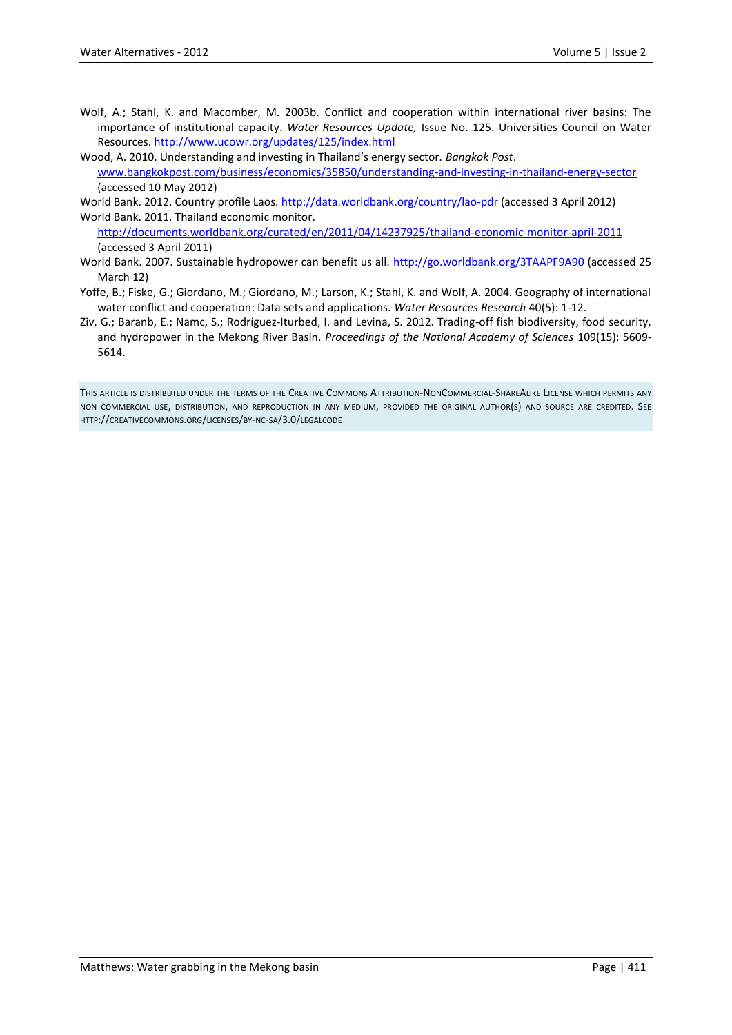Wolf, A.; Stahl, K. and Macomber, M. 2003b. Conflict and cooperation within international river basins: The importance of institutional capacity. *Water Resources Update,* Issue No. 125. Universities Council on Water Resources. http://www.ucowr.org/updates/125/index.html

Wood, A. 2010. Understanding and investing in Thailand's energy sector. *Bangkok Post*. www.bangkokpost.com/business/economics/35850/understanding-and-investing-in-thailand-energy-sector (accessed 10 May 2012)

World Bank. 2012. Country profile Laos. http://data.worldbank.org/country/lao-pdr (accessed 3 April 2012)

World Bank. 2011. Thailand economic monitor. http://documents.worldbank.org/curated/en/2011/04/14237925/thailand-economic-monitor-april-2011 (accessed 3 April 2011)

World Bank. 2007. Sustainable hydropower can benefit us all. http://go.worldbank.org/3TAAPF9A90 (accessed 25 March 12)

Yoffe, B.; Fiske, G.; Giordano, M.; Giordano, M.; Larson, K.; Stahl, K. and Wolf, A. 2004. Geography of international water conflict and cooperation: Data sets and applications. *Water Resources Research* 40(5): 1-12.

Ziv, G.; Baranb, E.; Namc, S.; Rodríguez-Iturbed, I. and Levina, S. 2012. Trading-off fish biodiversity, food security, and hydropower in the Mekong River Basin. *Proceedings of the National Academy of Sciences* 109(15): 5609-5614.

THIS ARTICLE IS DISTRIBUTED UNDER THE TERMS OF THE CREATIVE COMMONS ATTRIBUTION-NONCOMMERCIAL-SHAREALIKE LICENSE WHICH PERMITS ANY NON COMMERCIAL USE, DISTRIBUTION, AND REPRODUCTION IN ANY MEDIUM, PROVIDED THE ORIGINAL AUTHOR(S) AND SOURCE ARE CREDITED. SEE HTTP://CREATIVECOMMONS.ORG/LICENSES/BY-NC-SA/3.0/LEGALCODE